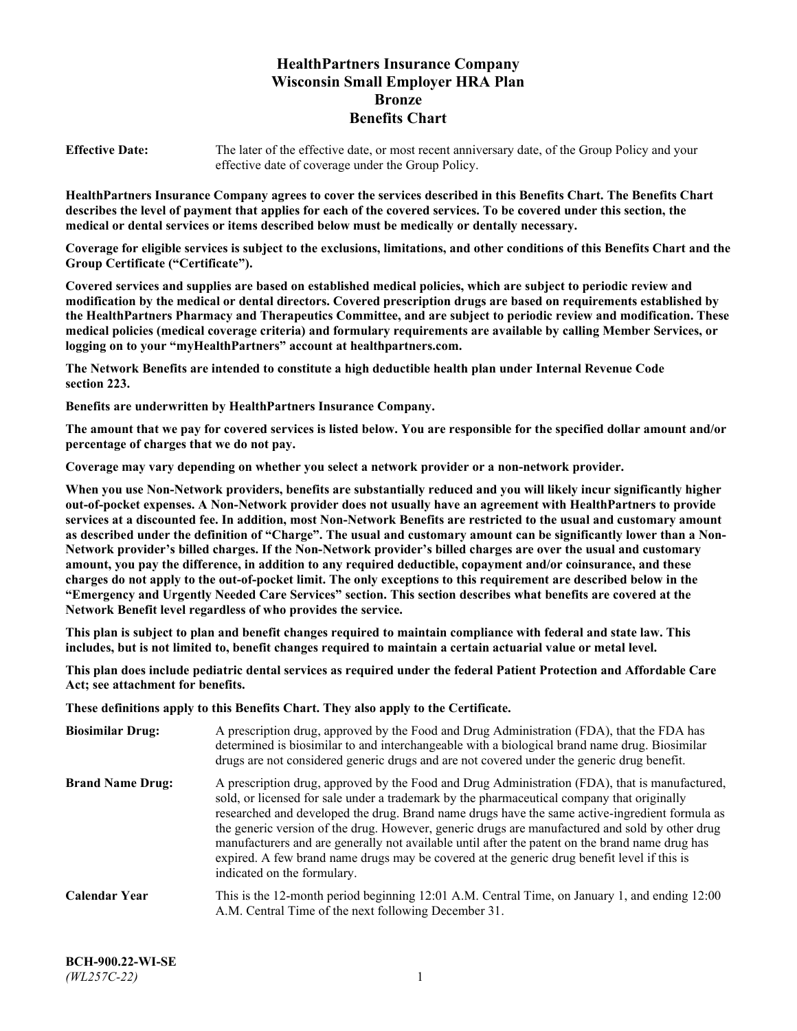# HealthPartners Insurance Company
# Wisconsin Small Employer HRA Plan
# Bronze
# Benefits Chart

**Effective Date:** The later of the effective date, or most recent anniversary date, of the Group Policy and your effective date of coverage under the Group Policy.

**HealthPartners Insurance Company agrees to cover the services described in this Benefits Chart. The Benefits Chart describes the level of payment that applies for each of the covered services. To be covered under this section, the medical or dental services or items described below must be medically or dentally necessary.**

**Coverage for eligible services is subject to the exclusions, limitations, and other conditions of this Benefits Chart and the Group Certificate ("Certificate").**

**Covered services and supplies are based on established medical policies, which are subject to periodic review and modification by the medical or dental directors. Covered prescription drugs are based on requirements established by the HealthPartners Pharmacy and Therapeutics Committee, and are subject to periodic review and modification. These medical policies (medical coverage criteria) and formulary requirements are available by calling Member Services, or logging on to your "myHealthPartners" account at healthpartners.com.**

**The Network Benefits are intended to constitute a high deductible health plan under Internal Revenue Code section 223.**

**Benefits are underwritten by HealthPartners Insurance Company.**

**The amount that we pay for covered services is listed below. You are responsible for the specified dollar amount and/or percentage of charges that we do not pay.**

**Coverage may vary depending on whether you select a network provider or a non-network provider.**

**When you use Non-Network providers, benefits are substantially reduced and you will likely incur significantly higher out-of-pocket expenses. A Non-Network provider does not usually have an agreement with HealthPartners to provide services at a discounted fee. In addition, most Non-Network Benefits are restricted to the usual and customary amount as described under the definition of "Charge". The usual and customary amount can be significantly lower than a Non-Network provider's billed charges. If the Non-Network provider's billed charges are over the usual and customary amount, you pay the difference, in addition to any required deductible, copayment and/or coinsurance, and these charges do not apply to the out-of-pocket limit. The only exceptions to this requirement are described below in the "Emergency and Urgently Needed Care Services" section. This section describes what benefits are covered at the Network Benefit level regardless of who provides the service.**

**This plan is subject to plan and benefit changes required to maintain compliance with federal and state law. This includes, but is not limited to, benefit changes required to maintain a certain actuarial value or metal level.**

**This plan does include pediatric dental services as required under the federal Patient Protection and Affordable Care Act; see attachment for benefits.**

**These definitions apply to this Benefits Chart. They also apply to the Certificate.**

**Biosimilar Drug:** A prescription drug, approved by the Food and Drug Administration (FDA), that the FDA has determined is biosimilar to and interchangeable with a biological brand name drug. Biosimilar drugs are not considered generic drugs and are not covered under the generic drug benefit.

**Brand Name Drug:** A prescription drug, approved by the Food and Drug Administration (FDA), that is manufactured, sold, or licensed for sale under a trademark by the pharmaceutical company that originally researched and developed the drug. Brand name drugs have the same active-ingredient formula as the generic version of the drug. However, generic drugs are manufactured and sold by other drug manufacturers and are generally not available until after the patent on the brand name drug has expired. A few brand name drugs may be covered at the generic drug benefit level if this is indicated on the formulary.

**Calendar Year** This is the 12-month period beginning 12:01 A.M. Central Time, on January 1, and ending 12:00 A.M. Central Time of the next following December 31.

**BCH-900.22-WI-SE**
*(WL257C-22)*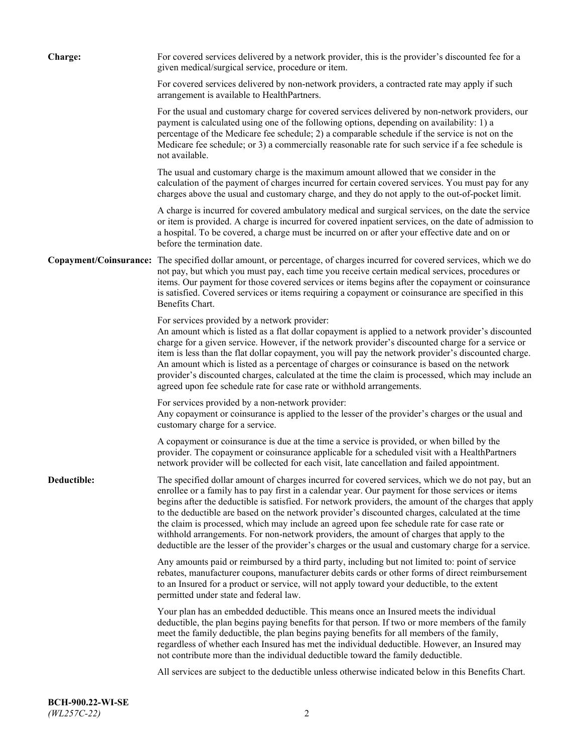**Charge:** For covered services delivered by a network provider, this is the provider's discounted fee for a given medical/surgical service, procedure or item.

For covered services delivered by non-network providers, a contracted rate may apply if such arrangement is available to HealthPartners.

For the usual and customary charge for covered services delivered by non-network providers, our payment is calculated using one of the following options, depending on availability: 1) a percentage of the Medicare fee schedule; 2) a comparable schedule if the service is not on the Medicare fee schedule; or 3) a commercially reasonable rate for such service if a fee schedule is not available.

The usual and customary charge is the maximum amount allowed that we consider in the calculation of the payment of charges incurred for certain covered services. You must pay for any charges above the usual and customary charge, and they do not apply to the out-of-pocket limit.

A charge is incurred for covered ambulatory medical and surgical services, on the date the service or item is provided. A charge is incurred for covered inpatient services, on the date of admission to a hospital. To be covered, a charge must be incurred on or after your effective date and on or before the termination date.

**Copayment/Coinsurance:** The specified dollar amount, or percentage, of charges incurred for covered services, which we do not pay, but which you must pay, each time you receive certain medical services, procedures or items. Our payment for those covered services or items begins after the copayment or coinsurance is satisfied. Covered services or items requiring a copayment or coinsurance are specified in this Benefits Chart.

For services provided by a network provider:
An amount which is listed as a flat dollar copayment is applied to a network provider's discounted charge for a given service. However, if the network provider's discounted charge for a service or item is less than the flat dollar copayment, you will pay the network provider's discounted charge. An amount which is listed as a percentage of charges or coinsurance is based on the network provider's discounted charges, calculated at the time the claim is processed, which may include an agreed upon fee schedule rate for case rate or withhold arrangements.

For services provided by a non-network provider:
Any copayment or coinsurance is applied to the lesser of the provider's charges or the usual and customary charge for a service.

A copayment or coinsurance is due at the time a service is provided, or when billed by the provider. The copayment or coinsurance applicable for a scheduled visit with a HealthPartners network provider will be collected for each visit, late cancellation and failed appointment.

**Deductible:** The specified dollar amount of charges incurred for covered services, which we do not pay, but an enrollee or a family has to pay first in a calendar year. Our payment for those services or items begins after the deductible is satisfied. For network providers, the amount of the charges that apply to the deductible are based on the network provider's discounted charges, calculated at the time the claim is processed, which may include an agreed upon fee schedule rate for case rate or withhold arrangements. For non-network providers, the amount of charges that apply to the deductible are the lesser of the provider's charges or the usual and customary charge for a service.

Any amounts paid or reimbursed by a third party, including but not limited to: point of service rebates, manufacturer coupons, manufacturer debits cards or other forms of direct reimbursement to an Insured for a product or service, will not apply toward your deductible, to the extent permitted under state and federal law.

Your plan has an embedded deductible. This means once an Insured meets the individual deductible, the plan begins paying benefits for that person. If two or more members of the family meet the family deductible, the plan begins paying benefits for all members of the family, regardless of whether each Insured has met the individual deductible. However, an Insured may not contribute more than the individual deductible toward the family deductible.

All services are subject to the deductible unless otherwise indicated below in this Benefits Chart.

**BCH-900.22-WI-SE**
*(WL257C-22)*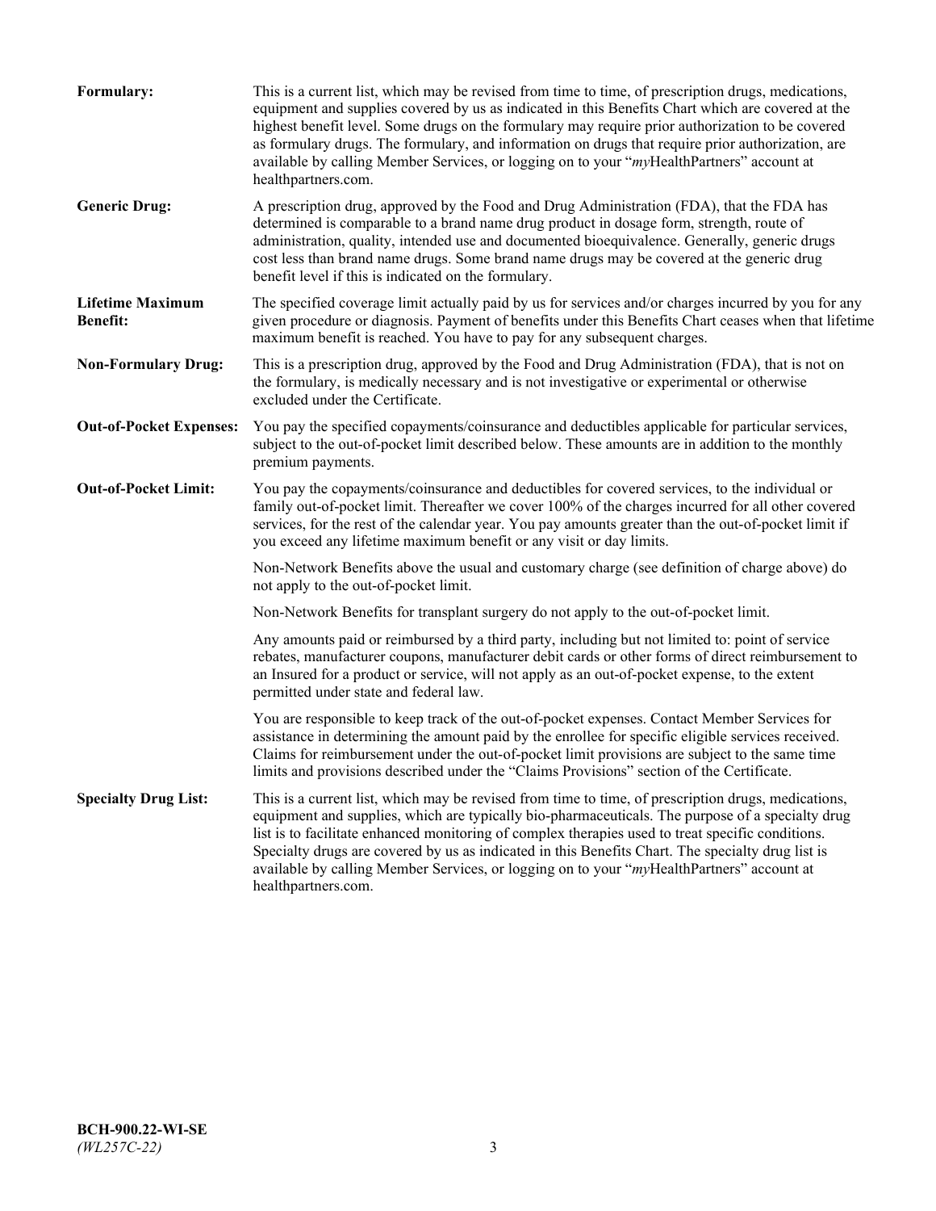**Formulary:** This is a current list, which may be revised from time to time, of prescription drugs, medications, equipment and supplies covered by us as indicated in this Benefits Chart which are covered at the highest benefit level. Some drugs on the formulary may require prior authorization to be covered as formulary drugs. The formulary, and information on drugs that require prior authorization, are available by calling Member Services, or logging on to your "*my*HealthPartners" account at healthpartners.com.

**Generic Drug:** A prescription drug, approved by the Food and Drug Administration (FDA), that the FDA has determined is comparable to a brand name drug product in dosage form, strength, route of administration, quality, intended use and documented bioequivalence. Generally, generic drugs cost less than brand name drugs. Some brand name drugs may be covered at the generic drug benefit level if this is indicated on the formulary.

**Lifetime Maximum Benefit:** The specified coverage limit actually paid by us for services and/or charges incurred by you for any given procedure or diagnosis. Payment of benefits under this Benefits Chart ceases when that lifetime maximum benefit is reached. You have to pay for any subsequent charges.

**Non-Formulary Drug:** This is a prescription drug, approved by the Food and Drug Administration (FDA), that is not on the formulary, is medically necessary and is not investigative or experimental or otherwise excluded under the Certificate.

**Out-of-Pocket Expenses:** You pay the specified copayments/coinsurance and deductibles applicable for particular services, subject to the out-of-pocket limit described below. These amounts are in addition to the monthly premium payments.

**Out-of-Pocket Limit:** You pay the copayments/coinsurance and deductibles for covered services, to the individual or family out-of-pocket limit. Thereafter we cover 100% of the charges incurred for all other covered services, for the rest of the calendar year. You pay amounts greater than the out-of-pocket limit if you exceed any lifetime maximum benefit or any visit or day limits.

Non-Network Benefits above the usual and customary charge (see definition of charge above) do not apply to the out-of-pocket limit.

Non-Network Benefits for transplant surgery do not apply to the out-of-pocket limit.

Any amounts paid or reimbursed by a third party, including but not limited to: point of service rebates, manufacturer coupons, manufacturer debit cards or other forms of direct reimbursement to an Insured for a product or service, will not apply as an out-of-pocket expense, to the extent permitted under state and federal law.

You are responsible to keep track of the out-of-pocket expenses. Contact Member Services for assistance in determining the amount paid by the enrollee for specific eligible services received. Claims for reimbursement under the out-of-pocket limit provisions are subject to the same time limits and provisions described under the "Claims Provisions" section of the Certificate.

**Specialty Drug List:** This is a current list, which may be revised from time to time, of prescription drugs, medications, equipment and supplies, which are typically bio-pharmaceuticals. The purpose of a specialty drug list is to facilitate enhanced monitoring of complex therapies used to treat specific conditions. Specialty drugs are covered by us as indicated in this Benefits Chart. The specialty drug list is available by calling Member Services, or logging on to your "*my*HealthPartners" account at healthpartners.com.

**BCH-900.22-WI-SE**
*(WL257C-22)*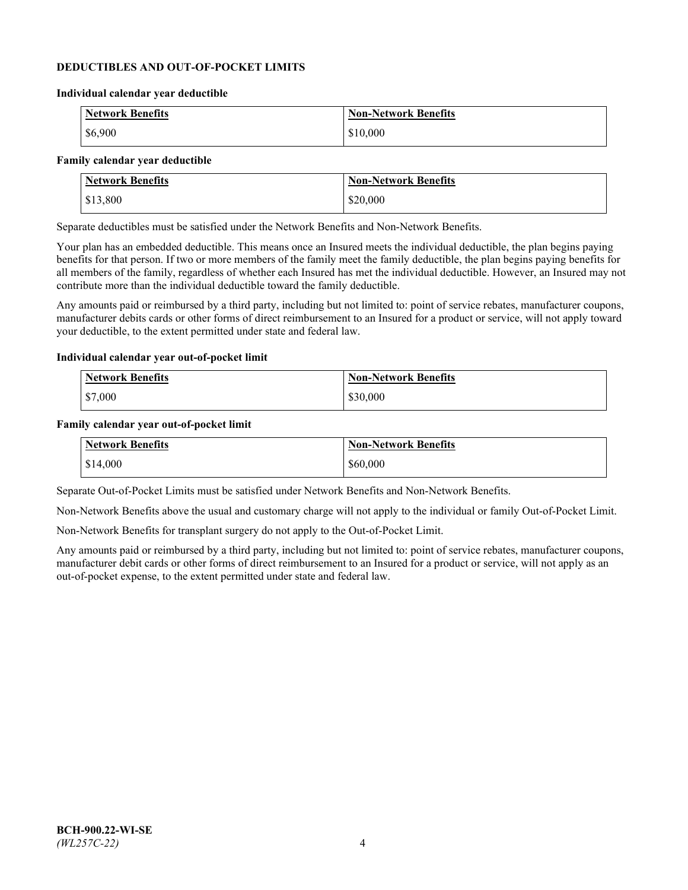**DEDUCTIBLES AND OUT-OF-POCKET LIMITS**

**Individual calendar year deductible**

| Network Benefits | Non-Network Benefits |
|---|---|
| $6,900 | $10,000 |

**Family calendar year deductible**

| Network Benefits | Non-Network Benefits |
|---|---|
| $13,800 | $20,000 |

Separate deductibles must be satisfied under the Network Benefits and Non-Network Benefits.

Your plan has an embedded deductible. This means once an Insured meets the individual deductible, the plan begins paying benefits for that person. If two or more members of the family meet the family deductible, the plan begins paying benefits for all members of the family, regardless of whether each Insured has met the individual deductible. However, an Insured may not contribute more than the individual deductible toward the family deductible.

Any amounts paid or reimbursed by a third party, including but not limited to: point of service rebates, manufacturer coupons, manufacturer debits cards or other forms of direct reimbursement to an Insured for a product or service, will not apply toward your deductible, to the extent permitted under state and federal law.

**Individual calendar year out-of-pocket limit**

| Network Benefits | Non-Network Benefits |
|---|---|
| $7,000 | $30,000 |

**Family calendar year out-of-pocket limit**

| Network Benefits | Non-Network Benefits |
|---|---|
| $14,000 | $60,000 |

Separate Out-of-Pocket Limits must be satisfied under Network Benefits and Non-Network Benefits.

Non-Network Benefits above the usual and customary charge will not apply to the individual or family Out-of-Pocket Limit.

Non-Network Benefits for transplant surgery do not apply to the Out-of-Pocket Limit.

Any amounts paid or reimbursed by a third party, including but not limited to: point of service rebates, manufacturer coupons, manufacturer debit cards or other forms of direct reimbursement to an Insured for a product or service, will not apply as an out-of-pocket expense, to the extent permitted under state and federal law.

**BCH-900.22-WI-SE**
*(WL257C-22)*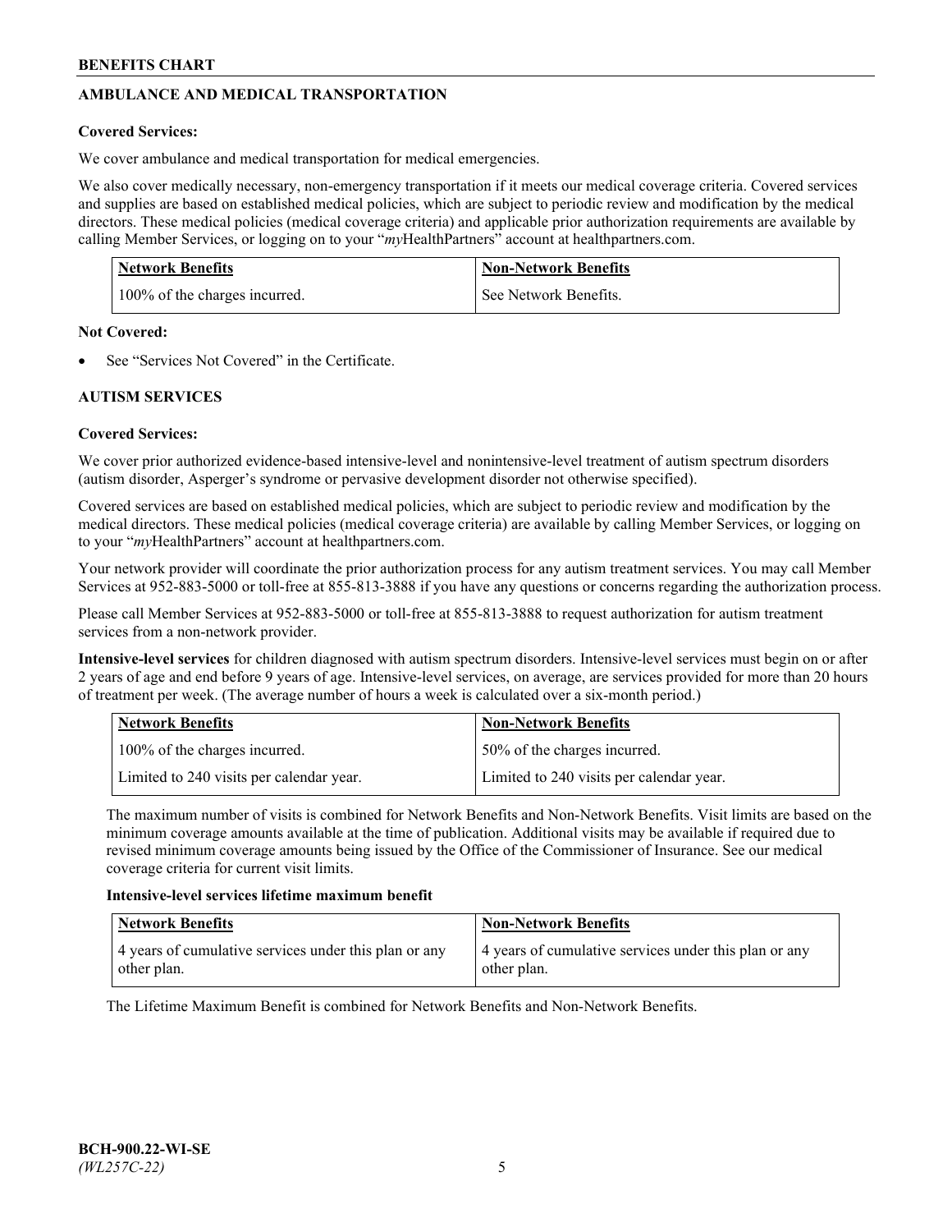## AMBULANCE AND MEDICAL TRANSPORTATION

**Covered Services:**

We cover ambulance and medical transportation for medical emergencies.

We also cover medically necessary, non-emergency transportation if it meets our medical coverage criteria. Covered services and supplies are based on established medical policies, which are subject to periodic review and modification by the medical directors. These medical policies (medical coverage criteria) and applicable prior authorization requirements are available by calling Member Services, or logging on to your "*my*HealthPartners" account at healthpartners.com.

| Network Benefits | Non-Network Benefits |
|---|---|
| 100% of the charges incurred. | See Network Benefits. |

**Not Covered:**

- See "Services Not Covered" in the Certificate.

## AUTISM SERVICES

**Covered Services:**

We cover prior authorized evidence-based intensive-level and nonintensive-level treatment of autism spectrum disorders (autism disorder, Asperger's syndrome or pervasive development disorder not otherwise specified).

Covered services are based on established medical policies, which are subject to periodic review and modification by the medical directors. These medical policies (medical coverage criteria) are available by calling Member Services, or logging on to your "*my*HealthPartners" account at healthpartners.com.

Your network provider will coordinate the prior authorization process for any autism treatment services. You may call Member Services at 952-883-5000 or toll-free at 855-813-3888 if you have any questions or concerns regarding the authorization process.

Please call Member Services at 952-883-5000 or toll-free at 855-813-3888 to request authorization for autism treatment services from a non-network provider.

**Intensive-level services** for children diagnosed with autism spectrum disorders. Intensive-level services must begin on or after 2 years of age and end before 9 years of age. Intensive-level services, on average, are services provided for more than 20 hours of treatment per week. (The average number of hours a week is calculated over a six-month period.)

| Network Benefits | Non-Network Benefits |
|---|---|
| 100% of the charges incurred. | 50% of the charges incurred. |
| Limited to 240 visits per calendar year. | Limited to 240 visits per calendar year. |

The maximum number of visits is combined for Network Benefits and Non-Network Benefits. Visit limits are based on the minimum coverage amounts available at the time of publication. Additional visits may be available if required due to revised minimum coverage amounts being issued by the Office of the Commissioner of Insurance. See our medical coverage criteria for current visit limits.

**Intensive-level services lifetime maximum benefit**

| Network Benefits | Non-Network Benefits |
|---|---|
| 4 years of cumulative services under this plan or any other plan. | 4 years of cumulative services under this plan or any other plan. |

The Lifetime Maximum Benefit is combined for Network Benefits and Non-Network Benefits.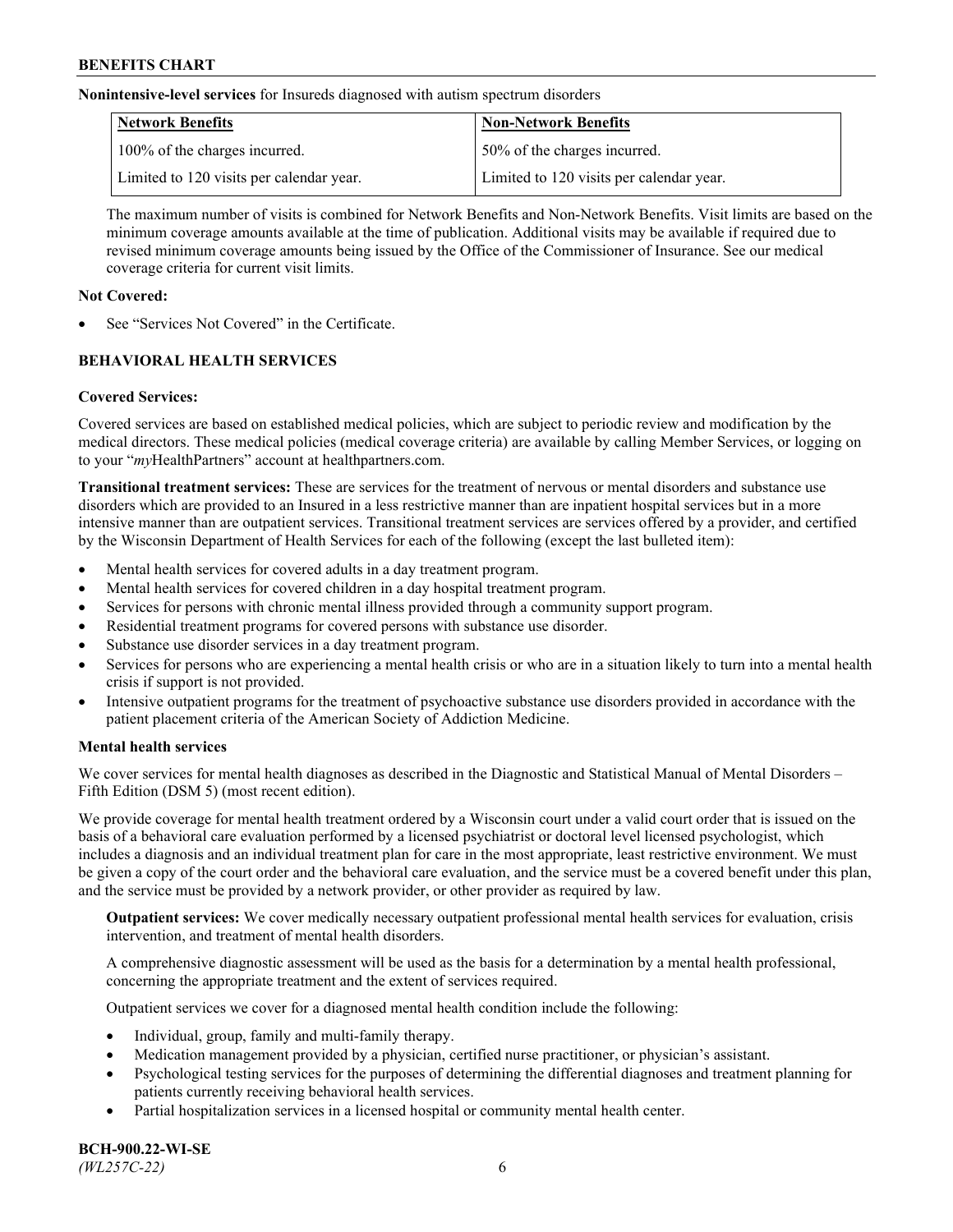**Nonintensive-level services** for Insureds diagnosed with autism spectrum disorders

| Network Benefits | Non-Network Benefits |
| --- | --- |
| 100% of the charges incurred. | 50% of the charges incurred. |
| Limited to 120 visits per calendar year. | Limited to 120 visits per calendar year. |

The maximum number of visits is combined for Network Benefits and Non-Network Benefits. Visit limits are based on the minimum coverage amounts available at the time of publication. Additional visits may be available if required due to revised minimum coverage amounts being issued by the Office of the Commissioner of Insurance. See our medical coverage criteria for current visit limits.

**Not Covered:**

- See "Services Not Covered" in the Certificate.

## BEHAVIORAL HEALTH SERVICES

**Covered Services:**

Covered services are based on established medical policies, which are subject to periodic review and modification by the medical directors. These medical policies (medical coverage criteria) are available by calling Member Services, or logging on to your "*my*HealthPartners" account at healthpartners.com.

**Transitional treatment services:** These are services for the treatment of nervous or mental disorders and substance use disorders which are provided to an Insured in a less restrictive manner than are inpatient hospital services but in a more intensive manner than are outpatient services. Transitional treatment services are services offered by a provider, and certified by the Wisconsin Department of Health Services for each of the following (except the last bulleted item):

- Mental health services for covered adults in a day treatment program.
- Mental health services for covered children in a day hospital treatment program.
- Services for persons with chronic mental illness provided through a community support program.
- Residential treatment programs for covered persons with substance use disorder.
- Substance use disorder services in a day treatment program.
- Services for persons who are experiencing a mental health crisis or who are in a situation likely to turn into a mental health crisis if support is not provided.
- Intensive outpatient programs for the treatment of psychoactive substance use disorders provided in accordance with the patient placement criteria of the American Society of Addiction Medicine.

**Mental health services**

We cover services for mental health diagnoses as described in the Diagnostic and Statistical Manual of Mental Disorders – Fifth Edition (DSM 5) (most recent edition).

We provide coverage for mental health treatment ordered by a Wisconsin court under a valid court order that is issued on the basis of a behavioral care evaluation performed by a licensed psychiatrist or doctoral level licensed psychologist, which includes a diagnosis and an individual treatment plan for care in the most appropriate, least restrictive environment. We must be given a copy of the court order and the behavioral care evaluation, and the service must be a covered benefit under this plan, and the service must be provided by a network provider, or other provider as required by law.

**Outpatient services:** We cover medically necessary outpatient professional mental health services for evaluation, crisis intervention, and treatment of mental health disorders.

A comprehensive diagnostic assessment will be used as the basis for a determination by a mental health professional, concerning the appropriate treatment and the extent of services required.

Outpatient services we cover for a diagnosed mental health condition include the following:

- Individual, group, family and multi-family therapy.
- Medication management provided by a physician, certified nurse practitioner, or physician's assistant.
- Psychological testing services for the purposes of determining the differential diagnoses and treatment planning for patients currently receiving behavioral health services.
- Partial hospitalization services in a licensed hospital or community mental health center.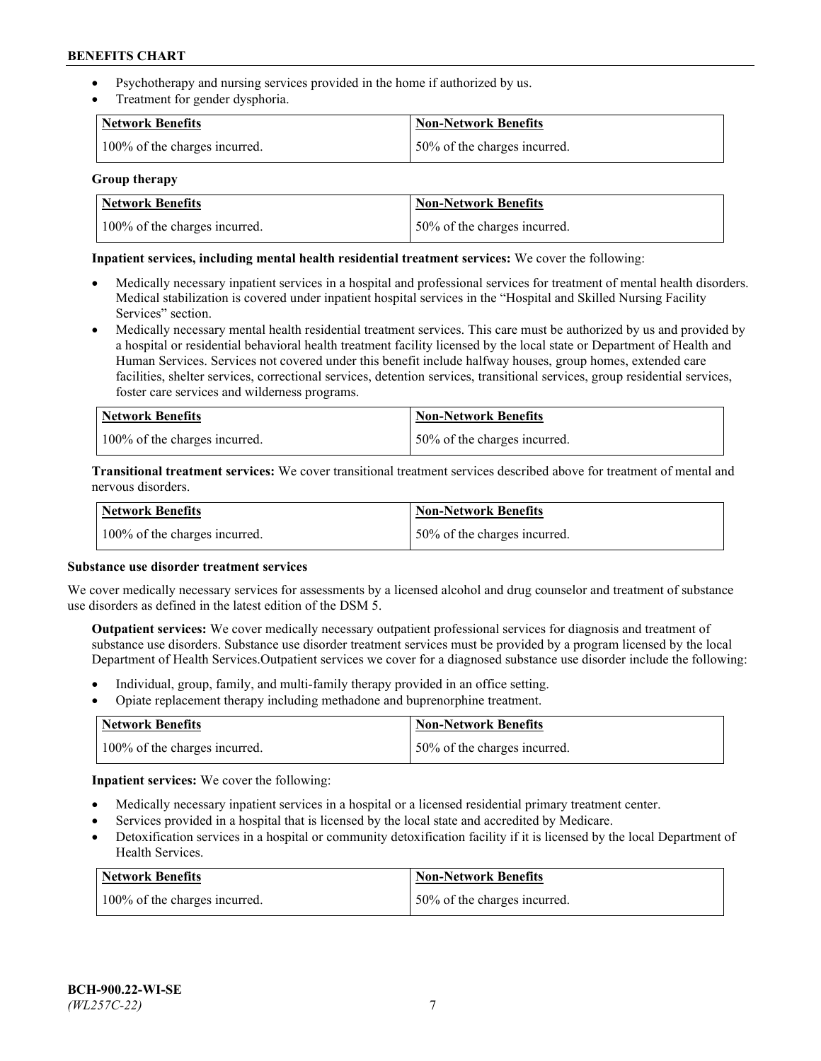- Psychotherapy and nursing services provided in the home if authorized by us.
- Treatment for gender dysphoria.

| Network Benefits | Non-Network Benefits |
| --- | --- |
| 100% of the charges incurred. | 50% of the charges incurred. |

**Group therapy**

| Network Benefits | Non-Network Benefits |
| --- | --- |
| 100% of the charges incurred. | 50% of the charges incurred. |

**Inpatient services, including mental health residential treatment services:** We cover the following:

- Medically necessary inpatient services in a hospital and professional services for treatment of mental health disorders. Medical stabilization is covered under inpatient hospital services in the "Hospital and Skilled Nursing Facility Services" section.
- Medically necessary mental health residential treatment services. This care must be authorized by us and provided by a hospital or residential behavioral health treatment facility licensed by the local state or Department of Health and Human Services. Services not covered under this benefit include halfway houses, group homes, extended care facilities, shelter services, correctional services, detention services, transitional services, group residential services, foster care services and wilderness programs.

| Network Benefits | Non-Network Benefits |
| --- | --- |
| 100% of the charges incurred. | 50% of the charges incurred. |

**Transitional treatment services:** We cover transitional treatment services described above for treatment of mental and nervous disorders.

| Network Benefits | Non-Network Benefits |
| --- | --- |
| 100% of the charges incurred. | 50% of the charges incurred. |

**Substance use disorder treatment services**

We cover medically necessary services for assessments by a licensed alcohol and drug counselor and treatment of substance use disorders as defined in the latest edition of the DSM 5.

**Outpatient services:** We cover medically necessary outpatient professional services for diagnosis and treatment of substance use disorders. Substance use disorder treatment services must be provided by a program licensed by the local Department of Health Services.Outpatient services we cover for a diagnosed substance use disorder include the following:

- Individual, group, family, and multi-family therapy provided in an office setting.
- Opiate replacement therapy including methadone and buprenorphine treatment.

| Network Benefits | Non-Network Benefits |
| --- | --- |
| 100% of the charges incurred. | 50% of the charges incurred. |

**Inpatient services:** We cover the following:

- Medically necessary inpatient services in a hospital or a licensed residential primary treatment center.
- Services provided in a hospital that is licensed by the local state and accredited by Medicare.
- Detoxification services in a hospital or community detoxification facility if it is licensed by the local Department of Health Services.

| Network Benefits | Non-Network Benefits |
| --- | --- |
| 100% of the charges incurred. | 50% of the charges incurred. |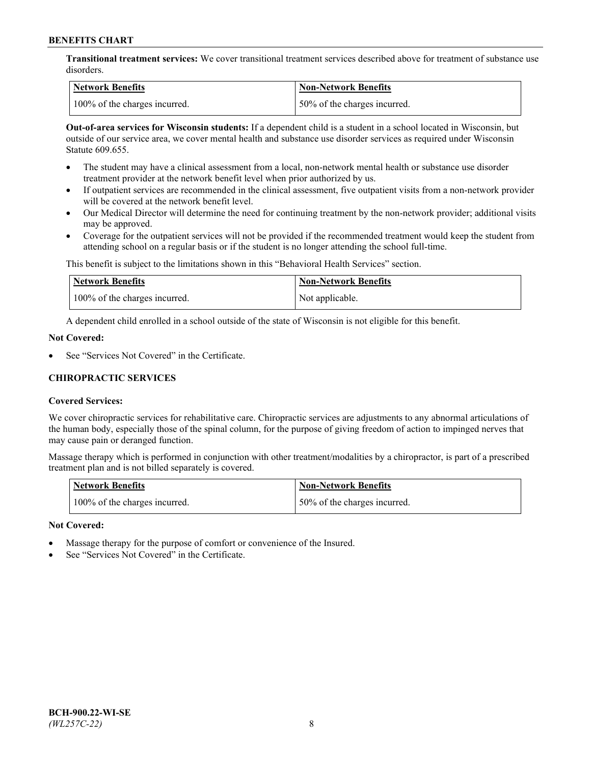**Transitional treatment services:** We cover transitional treatment services described above for treatment of substance use disorders.

| Network Benefits | Non-Network Benefits |
| --- | --- |
| 100% of the charges incurred. | 50% of the charges incurred. |

**Out-of-area services for Wisconsin students:** If a dependent child is a student in a school located in Wisconsin, but outside of our service area, we cover mental health and substance use disorder services as required under Wisconsin Statute 609.655.

- The student may have a clinical assessment from a local, non-network mental health or substance use disorder treatment provider at the network benefit level when prior authorized by us.
- If outpatient services are recommended in the clinical assessment, five outpatient visits from a non-network provider will be covered at the network benefit level.
- Our Medical Director will determine the need for continuing treatment by the non-network provider; additional visits may be approved.
- Coverage for the outpatient services will not be provided if the recommended treatment would keep the student from attending school on a regular basis or if the student is no longer attending the school full-time.

This benefit is subject to the limitations shown in this "Behavioral Health Services" section.

| Network Benefits | Non-Network Benefits |
| --- | --- |
| 100% of the charges incurred. | Not applicable. |

A dependent child enrolled in a school outside of the state of Wisconsin is not eligible for this benefit.

**Not Covered:**

- See "Services Not Covered" in the Certificate.

### CHIROPRACTIC SERVICES

**Covered Services:**

We cover chiropractic services for rehabilitative care. Chiropractic services are adjustments to any abnormal articulations of the human body, especially those of the spinal column, for the purpose of giving freedom of action to impinged nerves that may cause pain or deranged function.

Massage therapy which is performed in conjunction with other treatment/modalities by a chiropractor, is part of a prescribed treatment plan and is not billed separately is covered.

| Network Benefits | Non-Network Benefits |
| --- | --- |
| 100% of the charges incurred. | 50% of the charges incurred. |

**Not Covered:**

- Massage therapy for the purpose of comfort or convenience of the Insured.
- See "Services Not Covered" in the Certificate.

**BCH-900.22-WI-SE**
*(WL257C-22)*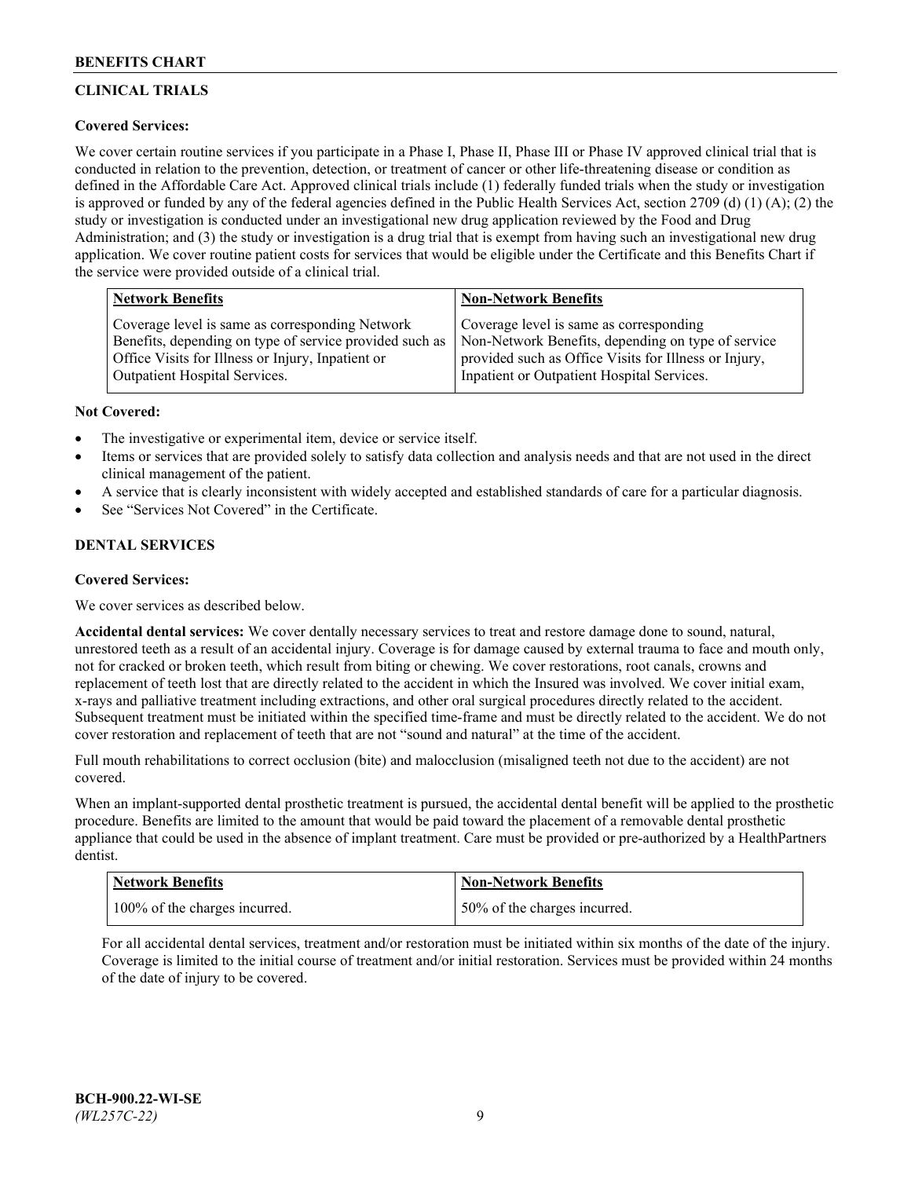## CLINICAL TRIALS

### Covered Services:

We cover certain routine services if you participate in a Phase I, Phase II, Phase III or Phase IV approved clinical trial that is conducted in relation to the prevention, detection, or treatment of cancer or other life-threatening disease or condition as defined in the Affordable Care Act. Approved clinical trials include (1) federally funded trials when the study or investigation is approved or funded by any of the federal agencies defined in the Public Health Services Act, section 2709 (d) (1) (A); (2) the study or investigation is conducted under an investigational new drug application reviewed by the Food and Drug Administration; and (3) the study or investigation is a drug trial that is exempt from having such an investigational new drug application. We cover routine patient costs for services that would be eligible under the Certificate and this Benefits Chart if the service were provided outside of a clinical trial.

| Network Benefits | Non-Network Benefits |
|---|---|
| Coverage level is same as corresponding Network Benefits, depending on type of service provided such as Office Visits for Illness or Injury, Inpatient or Outpatient Hospital Services. | Coverage level is same as corresponding Non-Network Benefits, depending on type of service provided such as Office Visits for Illness or Injury, Inpatient or Outpatient Hospital Services. |

### Not Covered:

- The investigative or experimental item, device or service itself.
- Items or services that are provided solely to satisfy data collection and analysis needs and that are not used in the direct clinical management of the patient.
- A service that is clearly inconsistent with widely accepted and established standards of care for a particular diagnosis.
- See "Services Not Covered" in the Certificate.

## DENTAL SERVICES

### Covered Services:

We cover services as described below.

**Accidental dental services:** We cover dentally necessary services to treat and restore damage done to sound, natural, unrestored teeth as a result of an accidental injury. Coverage is for damage caused by external trauma to face and mouth only, not for cracked or broken teeth, which result from biting or chewing. We cover restorations, root canals, crowns and replacement of teeth lost that are directly related to the accident in which the Insured was involved. We cover initial exam, x-rays and palliative treatment including extractions, and other oral surgical procedures directly related to the accident. Subsequent treatment must be initiated within the specified time-frame and must be directly related to the accident. We do not cover restoration and replacement of teeth that are not "sound and natural" at the time of the accident.

Full mouth rehabilitations to correct occlusion (bite) and malocclusion (misaligned teeth not due to the accident) are not covered.

When an implant-supported dental prosthetic treatment is pursued, the accidental dental benefit will be applied to the prosthetic procedure. Benefits are limited to the amount that would be paid toward the placement of a removable dental prosthetic appliance that could be used in the absence of implant treatment. Care must be provided or pre-authorized by a HealthPartners dentist.

| Network Benefits | Non-Network Benefits |
|---|---|
| 100% of the charges incurred. | 50% of the charges incurred. |

For all accidental dental services, treatment and/or restoration must be initiated within six months of the date of the injury. Coverage is limited to the initial course of treatment and/or initial restoration. Services must be provided within 24 months of the date of injury to be covered.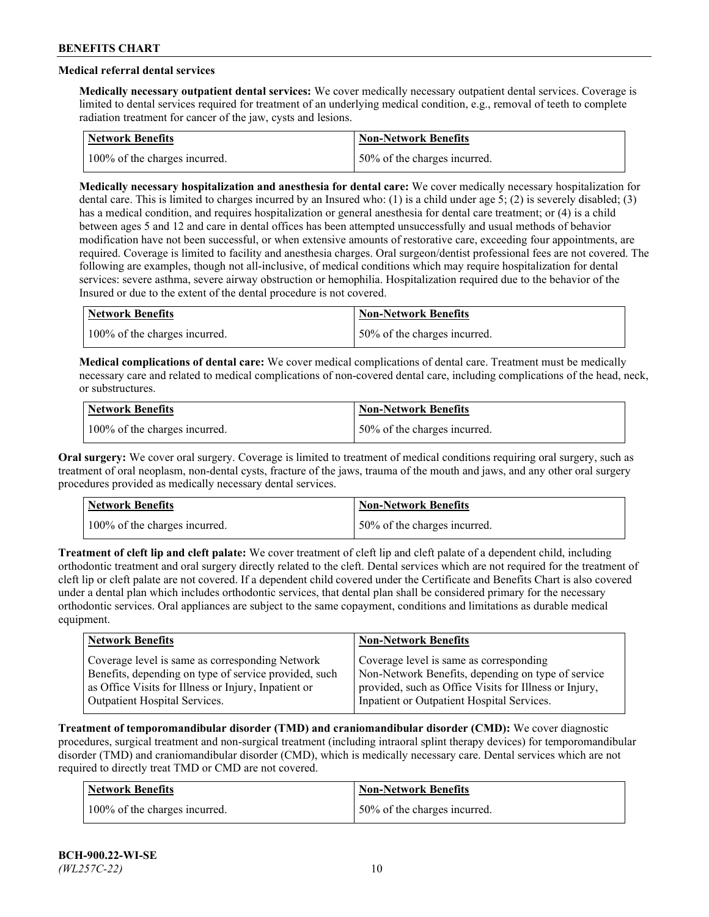### Medical referral dental services

**Medically necessary outpatient dental services:** We cover medically necessary outpatient dental services. Coverage is limited to dental services required for treatment of an underlying medical condition, e.g., removal of teeth to complete radiation treatment for cancer of the jaw, cysts and lesions.

| Network Benefits | Non-Network Benefits |
| --- | --- |
| 100% of the charges incurred. | 50% of the charges incurred. |

**Medically necessary hospitalization and anesthesia for dental care:** We cover medically necessary hospitalization for dental care. This is limited to charges incurred by an Insured who: (1) is a child under age 5; (2) is severely disabled; (3) has a medical condition, and requires hospitalization or general anesthesia for dental care treatment; or (4) is a child between ages 5 and 12 and care in dental offices has been attempted unsuccessfully and usual methods of behavior modification have not been successful, or when extensive amounts of restorative care, exceeding four appointments, are required. Coverage is limited to facility and anesthesia charges. Oral surgeon/dentist professional fees are not covered. The following are examples, though not all-inclusive, of medical conditions which may require hospitalization for dental services: severe asthma, severe airway obstruction or hemophilia. Hospitalization required due to the behavior of the Insured or due to the extent of the dental procedure is not covered.

| Network Benefits | Non-Network Benefits |
| --- | --- |
| 100% of the charges incurred. | 50% of the charges incurred. |

**Medical complications of dental care:** We cover medical complications of dental care. Treatment must be medically necessary care and related to medical complications of non-covered dental care, including complications of the head, neck, or substructures.

| Network Benefits | Non-Network Benefits |
| --- | --- |
| 100% of the charges incurred. | 50% of the charges incurred. |

**Oral surgery:** We cover oral surgery. Coverage is limited to treatment of medical conditions requiring oral surgery, such as treatment of oral neoplasm, non-dental cysts, fracture of the jaws, trauma of the mouth and jaws, and any other oral surgery procedures provided as medically necessary dental services.

| Network Benefits | Non-Network Benefits |
| --- | --- |
| 100% of the charges incurred. | 50% of the charges incurred. |

**Treatment of cleft lip and cleft palate:** We cover treatment of cleft lip and cleft palate of a dependent child, including orthodontic treatment and oral surgery directly related to the cleft. Dental services which are not required for the treatment of cleft lip or cleft palate are not covered. If a dependent child covered under the Certificate and Benefits Chart is also covered under a dental plan which includes orthodontic services, that dental plan shall be considered primary for the necessary orthodontic services. Oral appliances are subject to the same copayment, conditions and limitations as durable medical equipment.

| Network Benefits | Non-Network Benefits |
| --- | --- |
| Coverage level is same as corresponding Network Benefits, depending on type of service provided, such as Office Visits for Illness or Injury, Inpatient or Outpatient Hospital Services. | Coverage level is same as corresponding Non-Network Benefits, depending on type of service provided, such as Office Visits for Illness or Injury, Inpatient or Outpatient Hospital Services. |

**Treatment of temporomandibular disorder (TMD) and craniomandibular disorder (CMD):** We cover diagnostic procedures, surgical treatment and non-surgical treatment (including intraoral splint therapy devices) for temporomandibular disorder (TMD) and craniomandibular disorder (CMD), which is medically necessary care. Dental services which are not required to directly treat TMD or CMD are not covered.

| Network Benefits | Non-Network Benefits |
| --- | --- |
| 100% of the charges incurred. | 50% of the charges incurred. |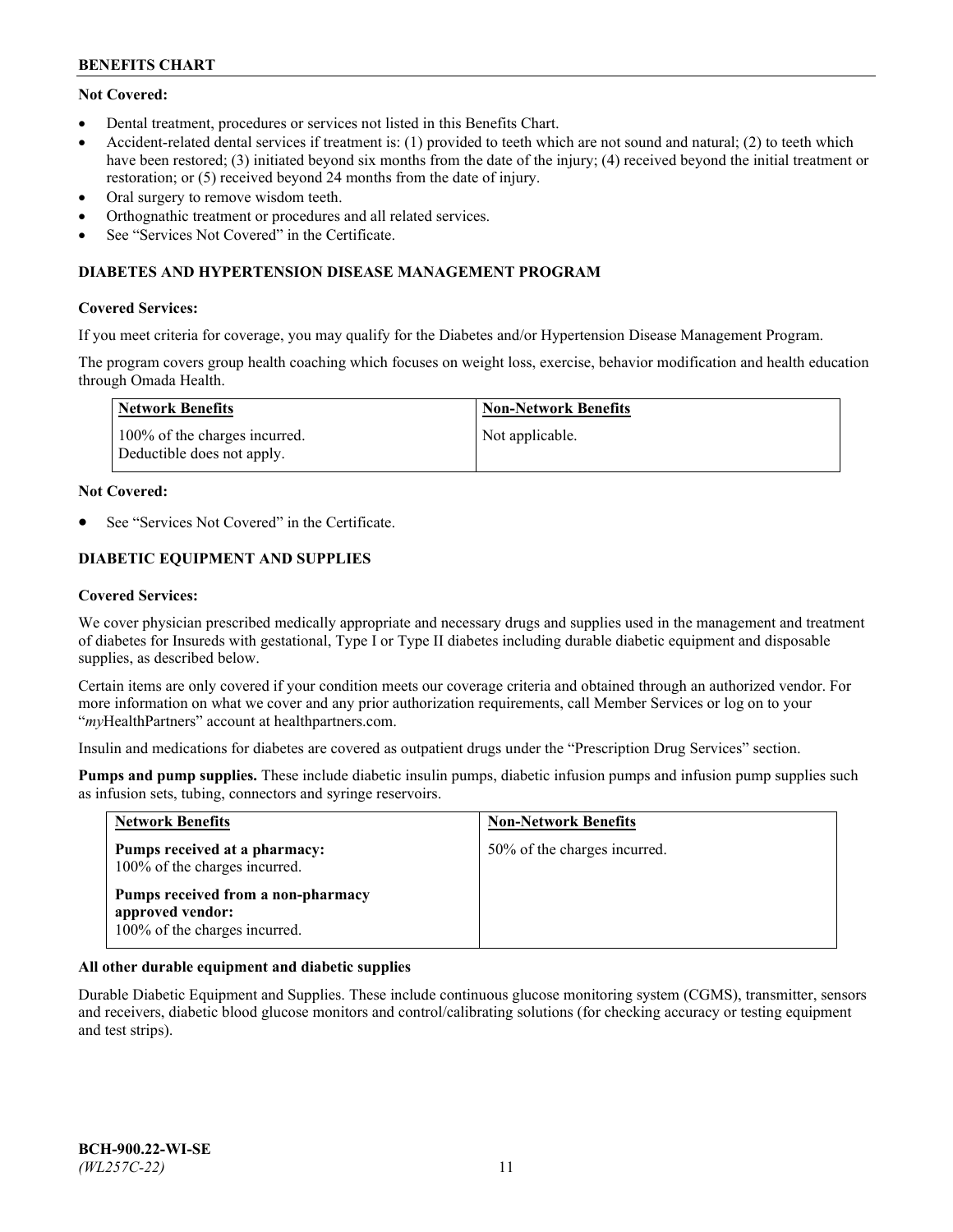**Not Covered:**

- Dental treatment, procedures or services not listed in this Benefits Chart.
- Accident-related dental services if treatment is: (1) provided to teeth which are not sound and natural; (2) to teeth which have been restored; (3) initiated beyond six months from the date of the injury; (4) received beyond the initial treatment or restoration; or (5) received beyond 24 months from the date of injury.
- Oral surgery to remove wisdom teeth.
- Orthognathic treatment or procedures and all related services.
- See "Services Not Covered" in the Certificate.

## DIABETES AND HYPERTENSION DISEASE MANAGEMENT PROGRAM

**Covered Services:**

If you meet criteria for coverage, you may qualify for the Diabetes and/or Hypertension Disease Management Program.

The program covers group health coaching which focuses on weight loss, exercise, behavior modification and health education through Omada Health.

| Network Benefits | Non-Network Benefits |
|---|---|
| 100% of the charges incurred. Deductible does not apply. | Not applicable. |

**Not Covered:**

- See "Services Not Covered" in the Certificate.

## DIABETIC EQUIPMENT AND SUPPLIES

**Covered Services:**

We cover physician prescribed medically appropriate and necessary drugs and supplies used in the management and treatment of diabetes for Insureds with gestational, Type I or Type II diabetes including durable diabetic equipment and disposable supplies, as described below.

Certain items are only covered if your condition meets our coverage criteria and obtained through an authorized vendor. For more information on what we cover and any prior authorization requirements, call Member Services or log on to your "*my*HealthPartners" account at healthpartners.com.

Insulin and medications for diabetes are covered as outpatient drugs under the "Prescription Drug Services" section.

**Pumps and pump supplies.** These include diabetic insulin pumps, diabetic infusion pumps and infusion pump supplies such as infusion sets, tubing, connectors and syringe reservoirs.

| Network Benefits | Non-Network Benefits |
|---|---|
| **Pumps received at a pharmacy:** 100% of the charges incurred. **Pumps received from a non-pharmacy approved vendor:** 100% of the charges incurred. | 50% of the charges incurred. |

**All other durable equipment and diabetic supplies**

Durable Diabetic Equipment and Supplies. These include continuous glucose monitoring system (CGMS), transmitter, sensors and receivers, diabetic blood glucose monitors and control/calibrating solutions (for checking accuracy or testing equipment and test strips).

**BCH-900.22-WI-SE**
*(WL257C-22)*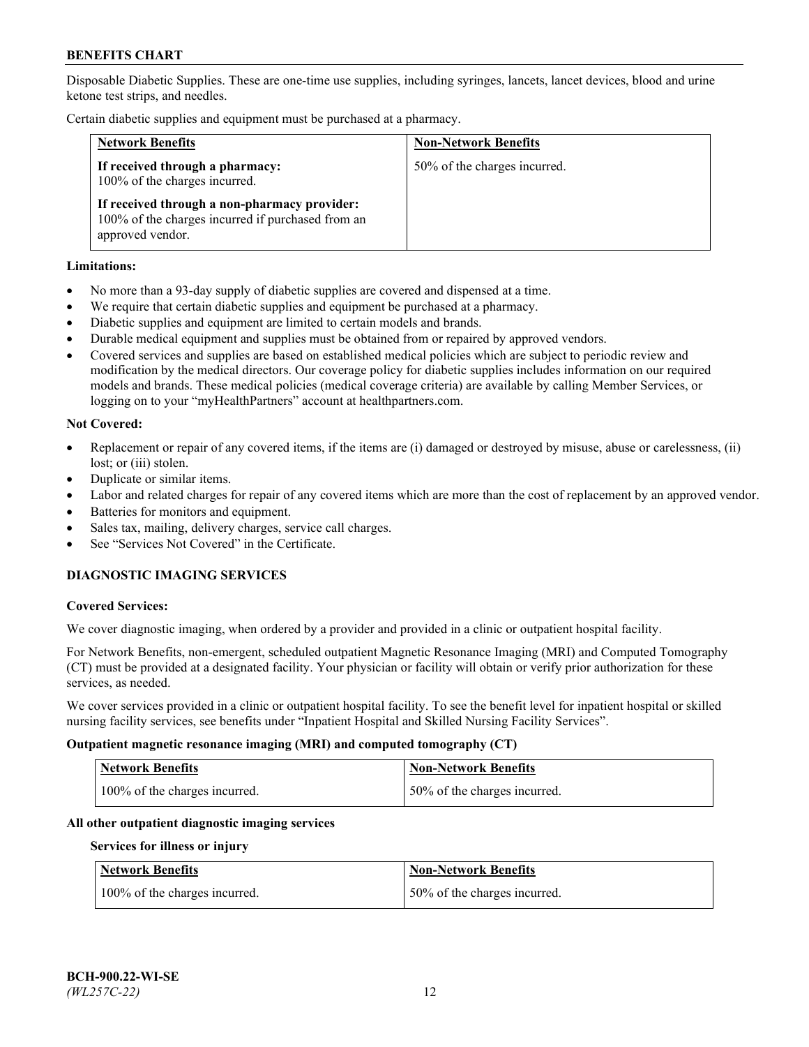Disposable Diabetic Supplies. These are one-time use supplies, including syringes, lancets, lancet devices, blood and urine ketone test strips, and needles.

Certain diabetic supplies and equipment must be purchased at a pharmacy.

| Network Benefits | Non-Network Benefits |
| --- | --- |
| **If received through a pharmacy:** 100% of the charges incurred.<br><br>**If received through a non-pharmacy provider:** 100% of the charges incurred if purchased from an approved vendor. | 50% of the charges incurred. |

**Limitations:**

- No more than a 93-day supply of diabetic supplies are covered and dispensed at a time.
- We require that certain diabetic supplies and equipment be purchased at a pharmacy.
- Diabetic supplies and equipment are limited to certain models and brands.
- Durable medical equipment and supplies must be obtained from or repaired by approved vendors.
- Covered services and supplies are based on established medical policies which are subject to periodic review and modification by the medical directors. Our coverage policy for diabetic supplies includes information on our required models and brands. These medical policies (medical coverage criteria) are available by calling Member Services, or logging on to your "myHealthPartners" account at healthpartners.com.

**Not Covered:**

- Replacement or repair of any covered items, if the items are (i) damaged or destroyed by misuse, abuse or carelessness, (ii) lost; or (iii) stolen.
- Duplicate or similar items.
- Labor and related charges for repair of any covered items which are more than the cost of replacement by an approved vendor.
- Batteries for monitors and equipment.
- Sales tax, mailing, delivery charges, service call charges.
- See "Services Not Covered" in the Certificate.

## DIAGNOSTIC IMAGING SERVICES

**Covered Services:**

We cover diagnostic imaging, when ordered by a provider and provided in a clinic or outpatient hospital facility.

For Network Benefits, non-emergent, scheduled outpatient Magnetic Resonance Imaging (MRI) and Computed Tomography (CT) must be provided at a designated facility. Your physician or facility will obtain or verify prior authorization for these services, as needed.

We cover services provided in a clinic or outpatient hospital facility. To see the benefit level for inpatient hospital or skilled nursing facility services, see benefits under "Inpatient Hospital and Skilled Nursing Facility Services".

**Outpatient magnetic resonance imaging (MRI) and computed tomography (CT)**

| Network Benefits | Non-Network Benefits |
| --- | --- |
| 100% of the charges incurred. | 50% of the charges incurred. |

**All other outpatient diagnostic imaging services**

**Services for illness or injury**

| Network Benefits | Non-Network Benefits |
| --- | --- |
| 100% of the charges incurred. | 50% of the charges incurred. |

BCH-900.22-WI-SE
*(WL257C-22)*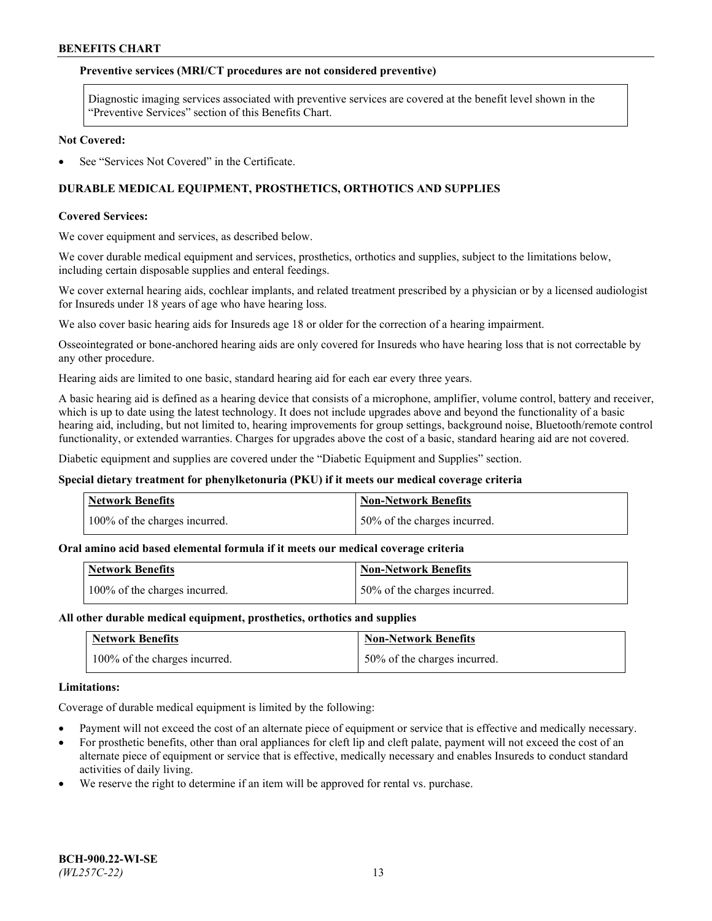**Preventive services (MRI/CT procedures are not considered preventive)**

| Diagnostic imaging services associated with preventive services are covered at the benefit level shown in the "Preventive Services" section of this Benefits Chart. |
| --- |

**Not Covered:**

- See "Services Not Covered" in the Certificate.

## DURABLE MEDICAL EQUIPMENT, PROSTHETICS, ORTHOTICS AND SUPPLIES

**Covered Services:**

We cover equipment and services, as described below.

We cover durable medical equipment and services, prosthetics, orthotics and supplies, subject to the limitations below, including certain disposable supplies and enteral feedings.

We cover external hearing aids, cochlear implants, and related treatment prescribed by a physician or by a licensed audiologist for Insureds under 18 years of age who have hearing loss.

We also cover basic hearing aids for Insureds age 18 or older for the correction of a hearing impairment.

Osseointegrated or bone-anchored hearing aids are only covered for Insureds who have hearing loss that is not correctable by any other procedure.

Hearing aids are limited to one basic, standard hearing aid for each ear every three years.

A basic hearing aid is defined as a hearing device that consists of a microphone, amplifier, volume control, battery and receiver, which is up to date using the latest technology. It does not include upgrades above and beyond the functionality of a basic hearing aid, including, but not limited to, hearing improvements for group settings, background noise, Bluetooth/remote control functionality, or extended warranties. Charges for upgrades above the cost of a basic, standard hearing aid are not covered.

Diabetic equipment and supplies are covered under the "Diabetic Equipment and Supplies" section.

**Special dietary treatment for phenylketonuria (PKU) if it meets our medical coverage criteria**

| Network Benefits | Non-Network Benefits |
| --- | --- |
| 100% of the charges incurred. | 50% of the charges incurred. |

**Oral amino acid based elemental formula if it meets our medical coverage criteria**

| Network Benefits | Non-Network Benefits |
| --- | --- |
| 100% of the charges incurred. | 50% of the charges incurred. |

**All other durable medical equipment, prosthetics, orthotics and supplies**

| Network Benefits | Non-Network Benefits |
| --- | --- |
| 100% of the charges incurred. | 50% of the charges incurred. |

**Limitations:**

Coverage of durable medical equipment is limited by the following:

- Payment will not exceed the cost of an alternate piece of equipment or service that is effective and medically necessary.
- For prosthetic benefits, other than oral appliances for cleft lip and cleft palate, payment will not exceed the cost of an alternate piece of equipment or service that is effective, medically necessary and enables Insureds to conduct standard activities of daily living.
- We reserve the right to determine if an item will be approved for rental vs. purchase.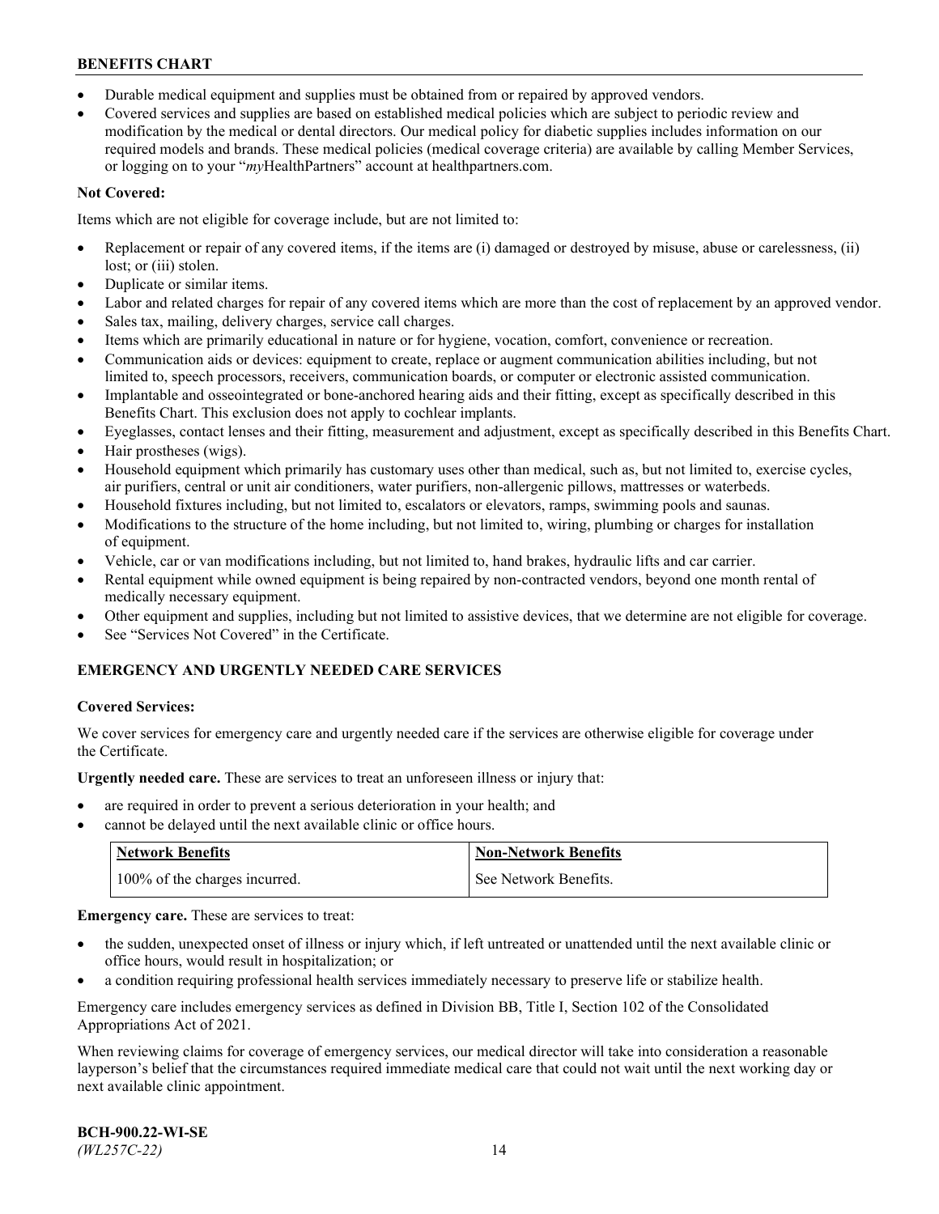- Durable medical equipment and supplies must be obtained from or repaired by approved vendors.
- Covered services and supplies are based on established medical policies which are subject to periodic review and modification by the medical or dental directors. Our medical policy for diabetic supplies includes information on our required models and brands. These medical policies (medical coverage criteria) are available by calling Member Services, or logging on to your "*my*HealthPartners" account at healthpartners.com.

**Not Covered:**

Items which are not eligible for coverage include, but are not limited to:

- Replacement or repair of any covered items, if the items are (i) damaged or destroyed by misuse, abuse or carelessness, (ii) lost; or (iii) stolen.
- Duplicate or similar items.
- Labor and related charges for repair of any covered items which are more than the cost of replacement by an approved vendor.
- Sales tax, mailing, delivery charges, service call charges.
- Items which are primarily educational in nature or for hygiene, vocation, comfort, convenience or recreation.
- Communication aids or devices: equipment to create, replace or augment communication abilities including, but not limited to, speech processors, receivers, communication boards, or computer or electronic assisted communication.
- Implantable and osseointegrated or bone-anchored hearing aids and their fitting, except as specifically described in this Benefits Chart. This exclusion does not apply to cochlear implants.
- Eyeglasses, contact lenses and their fitting, measurement and adjustment, except as specifically described in this Benefits Chart.
- Hair prostheses (wigs).
- Household equipment which primarily has customary uses other than medical, such as, but not limited to, exercise cycles, air purifiers, central or unit air conditioners, water purifiers, non-allergenic pillows, mattresses or waterbeds.
- Household fixtures including, but not limited to, escalators or elevators, ramps, swimming pools and saunas.
- Modifications to the structure of the home including, but not limited to, wiring, plumbing or charges for installation of equipment.
- Vehicle, car or van modifications including, but not limited to, hand brakes, hydraulic lifts and car carrier.
- Rental equipment while owned equipment is being repaired by non-contracted vendors, beyond one month rental of medically necessary equipment.
- Other equipment and supplies, including but not limited to assistive devices, that we determine are not eligible for coverage.
- See "Services Not Covered" in the Certificate.

## EMERGENCY AND URGENTLY NEEDED CARE SERVICES

**Covered Services:**

We cover services for emergency care and urgently needed care if the services are otherwise eligible for coverage under the Certificate.

**Urgently needed care.** These are services to treat an unforeseen illness or injury that:

- are required in order to prevent a serious deterioration in your health; and
- cannot be delayed until the next available clinic or office hours.

| Network Benefits | Non-Network Benefits |
|---|---|
| 100% of the charges incurred. | See Network Benefits. |

**Emergency care.** These are services to treat:

- the sudden, unexpected onset of illness or injury which, if left untreated or unattended until the next available clinic or office hours, would result in hospitalization; or
- a condition requiring professional health services immediately necessary to preserve life or stabilize health.

Emergency care includes emergency services as defined in Division BB, Title I, Section 102 of the Consolidated Appropriations Act of 2021.

When reviewing claims for coverage of emergency services, our medical director will take into consideration a reasonable layperson's belief that the circumstances required immediate medical care that could not wait until the next working day or next available clinic appointment.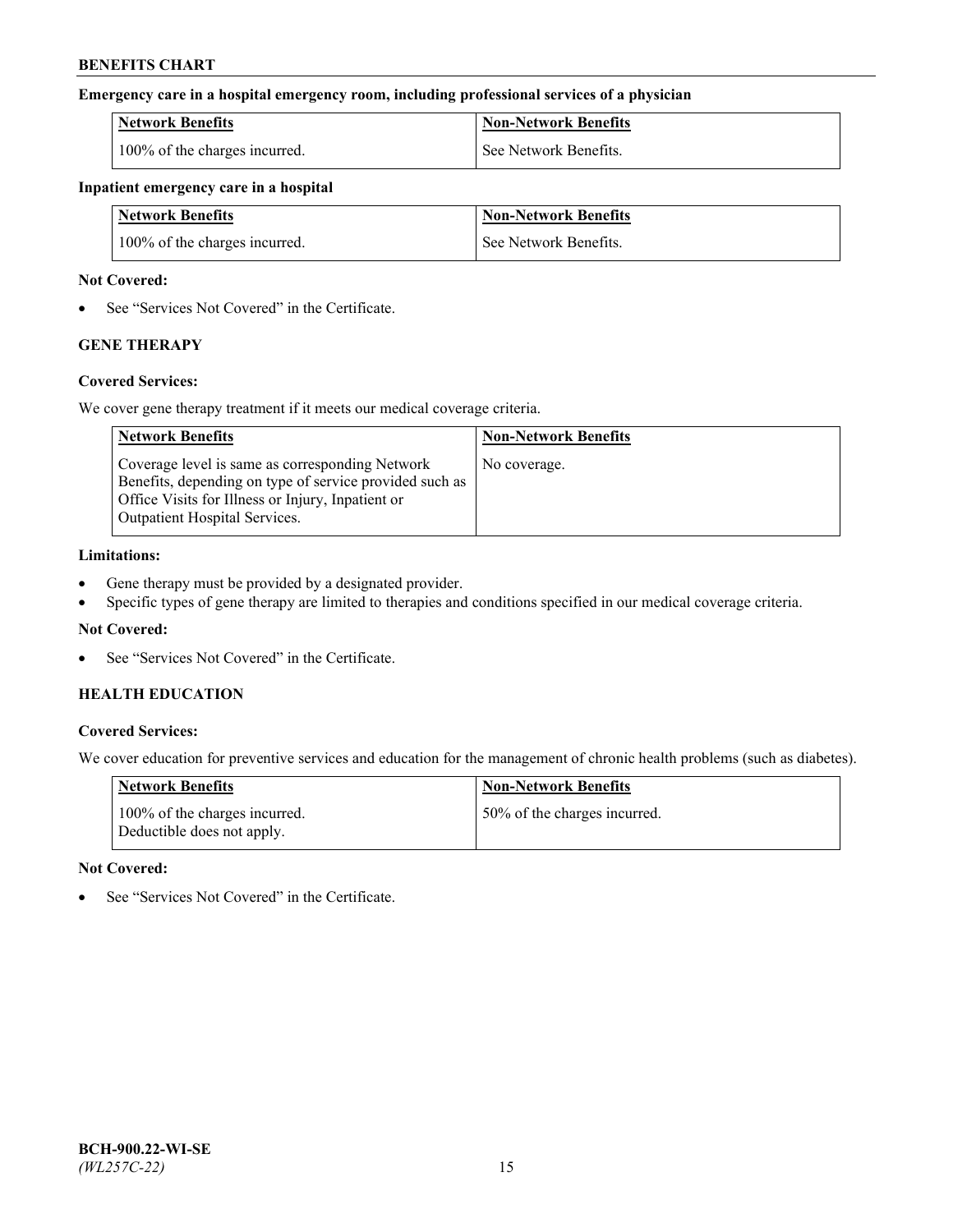**Emergency care in a hospital emergency room, including professional services of a physician**

| Network Benefits | Non-Network Benefits |
|---|---|
| 100% of the charges incurred. | See Network Benefits. |

**Inpatient emergency care in a hospital**

| Network Benefits | Non-Network Benefits |
|---|---|
| 100% of the charges incurred. | See Network Benefits. |

**Not Covered:**

- See "Services Not Covered" in the Certificate.

## GENE THERAPY

**Covered Services:**

We cover gene therapy treatment if it meets our medical coverage criteria.

| Network Benefits | Non-Network Benefits |
|---|---|
| Coverage level is same as corresponding Network Benefits, depending on type of service provided such as Office Visits for Illness or Injury, Inpatient or Outpatient Hospital Services. | No coverage. |

**Limitations:**

- Gene therapy must be provided by a designated provider.
- Specific types of gene therapy are limited to therapies and conditions specified in our medical coverage criteria.

**Not Covered:**

- See "Services Not Covered" in the Certificate.

## HEALTH EDUCATION

**Covered Services:**

We cover education for preventive services and education for the management of chronic health problems (such as diabetes).

| Network Benefits | Non-Network Benefits |
|---|---|
| 100% of the charges incurred. Deductible does not apply. | 50% of the charges incurred. |

**Not Covered:**

- See "Services Not Covered" in the Certificate.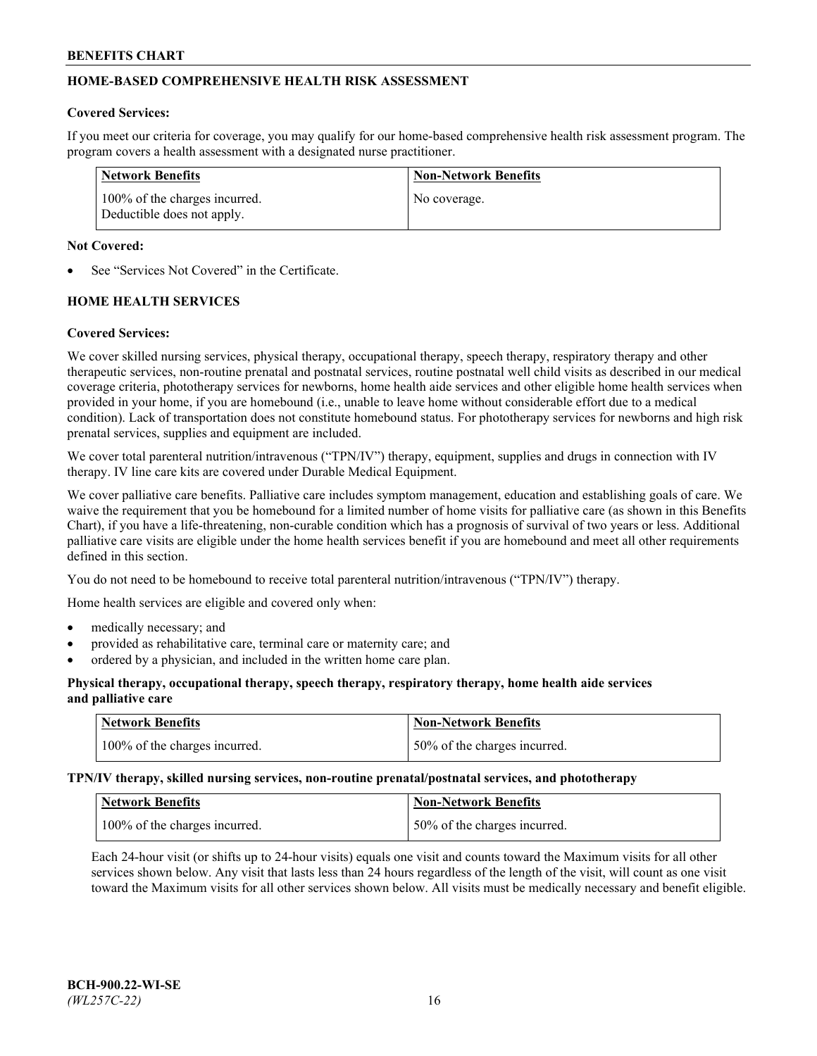## HOME-BASED COMPREHENSIVE HEALTH RISK ASSESSMENT

**Covered Services:**

If you meet our criteria for coverage, you may qualify for our home-based comprehensive health risk assessment program. The program covers a health assessment with a designated nurse practitioner.

| Network Benefits | Non-Network Benefits |
|---|---|
| 100% of the charges incurred. Deductible does not apply. | No coverage. |

**Not Covered:**

- See "Services Not Covered" in the Certificate.

## HOME HEALTH SERVICES

**Covered Services:**

We cover skilled nursing services, physical therapy, occupational therapy, speech therapy, respiratory therapy and other therapeutic services, non-routine prenatal and postnatal services, routine postnatal well child visits as described in our medical coverage criteria, phototherapy services for newborns, home health aide services and other eligible home health services when provided in your home, if you are homebound (i.e., unable to leave home without considerable effort due to a medical condition). Lack of transportation does not constitute homebound status. For phototherapy services for newborns and high risk prenatal services, supplies and equipment are included.

We cover total parenteral nutrition/intravenous ("TPN/IV") therapy, equipment, supplies and drugs in connection with IV therapy. IV line care kits are covered under Durable Medical Equipment.

We cover palliative care benefits. Palliative care includes symptom management, education and establishing goals of care. We waive the requirement that you be homebound for a limited number of home visits for palliative care (as shown in this Benefits Chart), if you have a life-threatening, non-curable condition which has a prognosis of survival of two years or less. Additional palliative care visits are eligible under the home health services benefit if you are homebound and meet all other requirements defined in this section.

You do not need to be homebound to receive total parenteral nutrition/intravenous ("TPN/IV") therapy.

Home health services are eligible and covered only when:

- medically necessary; and
- provided as rehabilitative care, terminal care or maternity care; and
- ordered by a physician, and included in the written home care plan.

**Physical therapy, occupational therapy, speech therapy, respiratory therapy, home health aide services and palliative care**

| Network Benefits | Non-Network Benefits |
|---|---|
| 100% of the charges incurred. | 50% of the charges incurred. |

**TPN/IV therapy, skilled nursing services, non-routine prenatal/postnatal services, and phototherapy**

| Network Benefits | Non-Network Benefits |
|---|---|
| 100% of the charges incurred. | 50% of the charges incurred. |

Each 24-hour visit (or shifts up to 24-hour visits) equals one visit and counts toward the Maximum visits for all other services shown below. Any visit that lasts less than 24 hours regardless of the length of the visit, will count as one visit toward the Maximum visits for all other services shown below. All visits must be medically necessary and benefit eligible.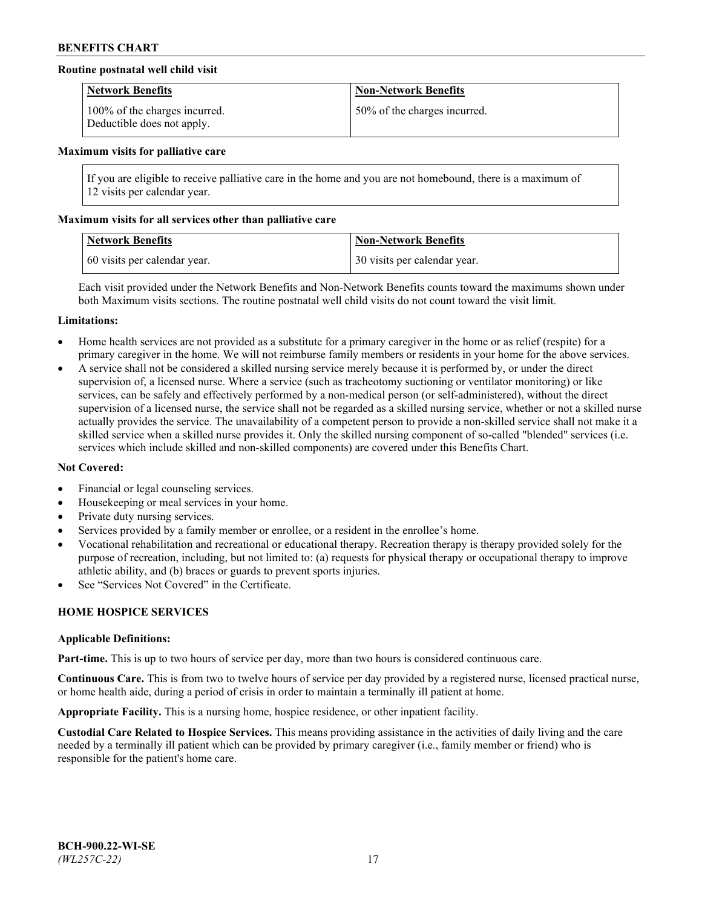**Routine postnatal well child visit**

| Network Benefits | Non-Network Benefits |
| --- | --- |
| 100% of the charges incurred. Deductible does not apply. | 50% of the charges incurred. |

**Maximum visits for palliative care**

If you are eligible to receive palliative care in the home and you are not homebound, there is a maximum of 12 visits per calendar year.

**Maximum visits for all services other than palliative care**

| Network Benefits | Non-Network Benefits |
| --- | --- |
| 60 visits per calendar year. | 30 visits per calendar year. |

Each visit provided under the Network Benefits and Non-Network Benefits counts toward the maximums shown under both Maximum visits sections. The routine postnatal well child visits do not count toward the visit limit.

**Limitations:**

- Home health services are not provided as a substitute for a primary caregiver in the home or as relief (respite) for a primary caregiver in the home. We will not reimburse family members or residents in your home for the above services.
- A service shall not be considered a skilled nursing service merely because it is performed by, or under the direct supervision of, a licensed nurse. Where a service (such as tracheotomy suctioning or ventilator monitoring) or like services, can be safely and effectively performed by a non-medical person (or self-administered), without the direct supervision of a licensed nurse, the service shall not be regarded as a skilled nursing service, whether or not a skilled nurse actually provides the service. The unavailability of a competent person to provide a non-skilled service shall not make it a skilled service when a skilled nurse provides it. Only the skilled nursing component of so-called "blended" services (i.e. services which include skilled and non-skilled components) are covered under this Benefits Chart.

**Not Covered:**

- Financial or legal counseling services.
- Housekeeping or meal services in your home.
- Private duty nursing services.
- Services provided by a family member or enrollee, or a resident in the enrollee's home.
- Vocational rehabilitation and recreational or educational therapy. Recreation therapy is therapy provided solely for the purpose of recreation, including, but not limited to: (a) requests for physical therapy or occupational therapy to improve athletic ability, and (b) braces or guards to prevent sports injuries.
- See "Services Not Covered" in the Certificate.

## HOME HOSPICE SERVICES

**Applicable Definitions:**

**Part-time.** This is up to two hours of service per day, more than two hours is considered continuous care.

**Continuous Care.** This is from two to twelve hours of service per day provided by a registered nurse, licensed practical nurse, or home health aide, during a period of crisis in order to maintain a terminally ill patient at home.

**Appropriate Facility.** This is a nursing home, hospice residence, or other inpatient facility.

**Custodial Care Related to Hospice Services.** This means providing assistance in the activities of daily living and the care needed by a terminally ill patient which can be provided by primary caregiver (i.e., family member or friend) who is responsible for the patient's home care.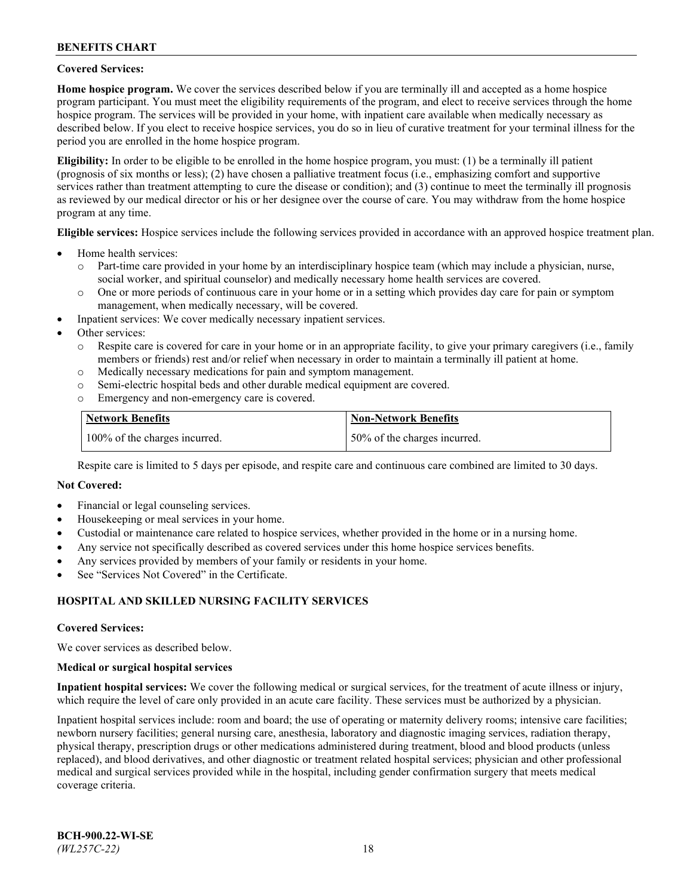**Covered Services:**

**Home hospice program.** We cover the services described below if you are terminally ill and accepted as a home hospice program participant. You must meet the eligibility requirements of the program, and elect to receive services through the home hospice program. The services will be provided in your home, with inpatient care available when medically necessary as described below. If you elect to receive hospice services, you do so in lieu of curative treatment for your terminal illness for the period you are enrolled in the home hospice program.

**Eligibility:** In order to be eligible to be enrolled in the home hospice program, you must: (1) be a terminally ill patient (prognosis of six months or less); (2) have chosen a palliative treatment focus (i.e., emphasizing comfort and supportive services rather than treatment attempting to cure the disease or condition); and (3) continue to meet the terminally ill prognosis as reviewed by our medical director or his or her designee over the course of care. You may withdraw from the home hospice program at any time.

**Eligible services:** Hospice services include the following services provided in accordance with an approved hospice treatment plan.

- Home health services:
  - Part-time care provided in your home by an interdisciplinary hospice team (which may include a physician, nurse, social worker, and spiritual counselor) and medically necessary home health services are covered.
  - One or more periods of continuous care in your home or in a setting which provides day care for pain or symptom management, when medically necessary, will be covered.
- Inpatient services: We cover medically necessary inpatient services.
- Other services:
  - Respite care is covered for care in your home or in an appropriate facility, to give your primary caregivers (i.e., family members or friends) rest and/or relief when necessary in order to maintain a terminally ill patient at home.
  - Medically necessary medications for pain and symptom management.
  - Semi-electric hospital beds and other durable medical equipment are covered.
  - Emergency and non-emergency care is covered.

| Network Benefits | Non-Network Benefits |
| --- | --- |
| 100% of the charges incurred. | 50% of the charges incurred. |

Respite care is limited to 5 days per episode, and respite care and continuous care combined are limited to 30 days.

**Not Covered:**

- Financial or legal counseling services.
- Housekeeping or meal services in your home.
- Custodial or maintenance care related to hospice services, whether provided in the home or in a nursing home.
- Any service not specifically described as covered services under this home hospice services benefits.
- Any services provided by members of your family or residents in your home.
- See "Services Not Covered" in the Certificate.

## HOSPITAL AND SKILLED NURSING FACILITY SERVICES

**Covered Services:**

We cover services as described below.

**Medical or surgical hospital services**

**Inpatient hospital services:** We cover the following medical or surgical services, for the treatment of acute illness or injury, which require the level of care only provided in an acute care facility. These services must be authorized by a physician.

Inpatient hospital services include: room and board; the use of operating or maternity delivery rooms; intensive care facilities; newborn nursery facilities; general nursing care, anesthesia, laboratory and diagnostic imaging services, radiation therapy, physical therapy, prescription drugs or other medications administered during treatment, blood and blood products (unless replaced), and blood derivatives, and other diagnostic or treatment related hospital services; physician and other professional medical and surgical services provided while in the hospital, including gender confirmation surgery that meets medical coverage criteria.

BCH-900.22-WI-SE
*(WL257C-22)*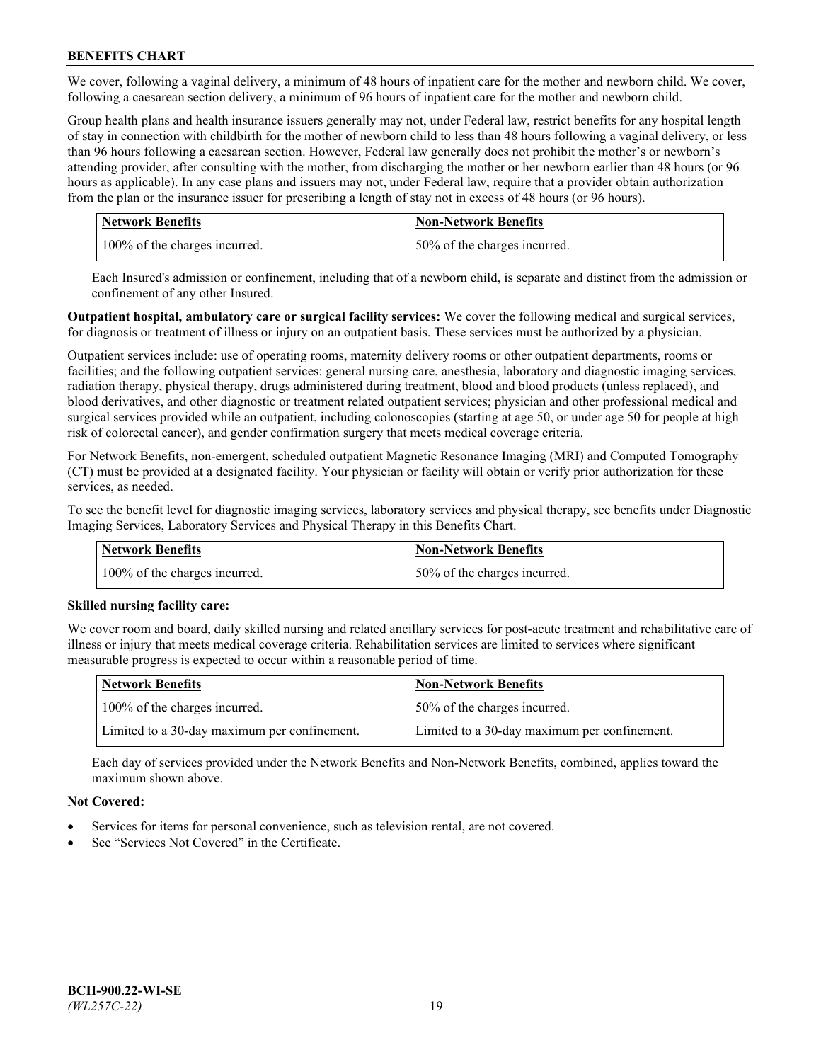We cover, following a vaginal delivery, a minimum of 48 hours of inpatient care for the mother and newborn child. We cover, following a caesarean section delivery, a minimum of 96 hours of inpatient care for the mother and newborn child.

Group health plans and health insurance issuers generally may not, under Federal law, restrict benefits for any hospital length of stay in connection with childbirth for the mother of newborn child to less than 48 hours following a vaginal delivery, or less than 96 hours following a caesarean section. However, Federal law generally does not prohibit the mother's or newborn's attending provider, after consulting with the mother, from discharging the mother or her newborn earlier than 48 hours (or 96 hours as applicable). In any case plans and issuers may not, under Federal law, require that a provider obtain authorization from the plan or the insurance issuer for prescribing a length of stay not in excess of 48 hours (or 96 hours).

| Network Benefits | Non-Network Benefits |
|---|---|
| 100% of the charges incurred. | 50% of the charges incurred. |

Each Insured's admission or confinement, including that of a newborn child, is separate and distinct from the admission or confinement of any other Insured.

**Outpatient hospital, ambulatory care or surgical facility services:** We cover the following medical and surgical services, for diagnosis or treatment of illness or injury on an outpatient basis. These services must be authorized by a physician.

Outpatient services include: use of operating rooms, maternity delivery rooms or other outpatient departments, rooms or facilities; and the following outpatient services: general nursing care, anesthesia, laboratory and diagnostic imaging services, radiation therapy, physical therapy, drugs administered during treatment, blood and blood products (unless replaced), and blood derivatives, and other diagnostic or treatment related outpatient services; physician and other professional medical and surgical services provided while an outpatient, including colonoscopies (starting at age 50, or under age 50 for people at high risk of colorectal cancer), and gender confirmation surgery that meets medical coverage criteria.

For Network Benefits, non-emergent, scheduled outpatient Magnetic Resonance Imaging (MRI) and Computed Tomography (CT) must be provided at a designated facility. Your physician or facility will obtain or verify prior authorization for these services, as needed.

To see the benefit level for diagnostic imaging services, laboratory services and physical therapy, see benefits under Diagnostic Imaging Services, Laboratory Services and Physical Therapy in this Benefits Chart.

| Network Benefits | Non-Network Benefits |
|---|---|
| 100% of the charges incurred. | 50% of the charges incurred. |

**Skilled nursing facility care:**

We cover room and board, daily skilled nursing and related ancillary services for post-acute treatment and rehabilitative care of illness or injury that meets medical coverage criteria. Rehabilitation services are limited to services where significant measurable progress is expected to occur within a reasonable period of time.

| Network Benefits | Non-Network Benefits |
|---|---|
| 100% of the charges incurred. | 50% of the charges incurred. |
| Limited to a 30-day maximum per confinement. | Limited to a 30-day maximum per confinement. |

Each day of services provided under the Network Benefits and Non-Network Benefits, combined, applies toward the maximum shown above.

**Not Covered:**

- Services for items for personal convenience, such as television rental, are not covered.
- See "Services Not Covered" in the Certificate.

**BCH-900.22-WI-SE**
*(WL257C-22)*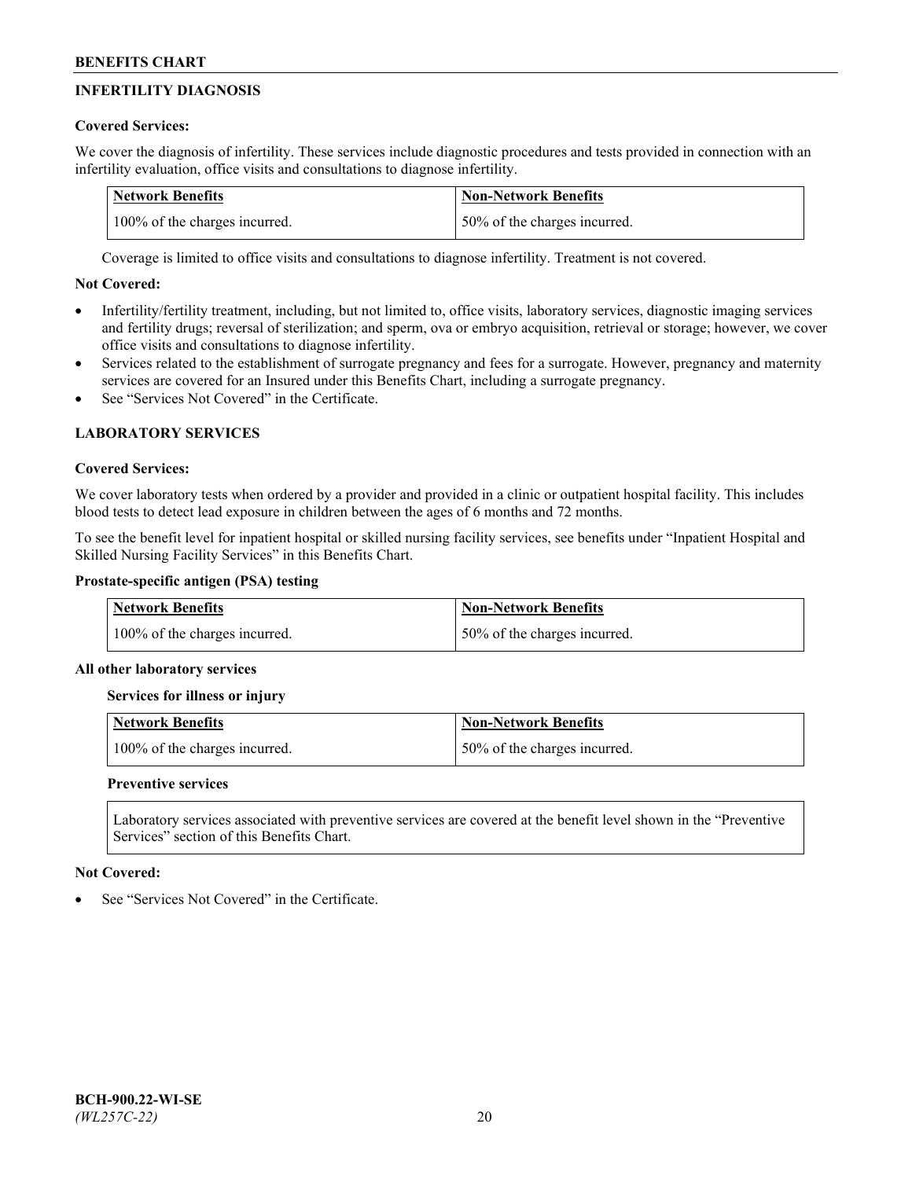## INFERTILITY DIAGNOSIS

**Covered Services:**

We cover the diagnosis of infertility. These services include diagnostic procedures and tests provided in connection with an infertility evaluation, office visits and consultations to diagnose infertility.

| Network Benefits | Non-Network Benefits |
| --- | --- |
| 100% of the charges incurred. | 50% of the charges incurred. |

Coverage is limited to office visits and consultations to diagnose infertility. Treatment is not covered.

**Not Covered:**

- Infertility/fertility treatment, including, but not limited to, office visits, laboratory services, diagnostic imaging services and fertility drugs; reversal of sterilization; and sperm, ova or embryo acquisition, retrieval or storage; however, we cover office visits and consultations to diagnose infertility.
- Services related to the establishment of surrogate pregnancy and fees for a surrogate. However, pregnancy and maternity services are covered for an Insured under this Benefits Chart, including a surrogate pregnancy.
- See "Services Not Covered" in the Certificate.

## LABORATORY SERVICES

**Covered Services:**

We cover laboratory tests when ordered by a provider and provided in a clinic or outpatient hospital facility. This includes blood tests to detect lead exposure in children between the ages of 6 months and 72 months.

To see the benefit level for inpatient hospital or skilled nursing facility services, see benefits under "Inpatient Hospital and Skilled Nursing Facility Services" in this Benefits Chart.

**Prostate-specific antigen (PSA) testing**

| Network Benefits | Non-Network Benefits |
| --- | --- |
| 100% of the charges incurred. | 50% of the charges incurred. |

**All other laboratory services**

**Services for illness or injury**

| Network Benefits | Non-Network Benefits |
| --- | --- |
| 100% of the charges incurred. | 50% of the charges incurred. |

**Preventive services**

Laboratory services associated with preventive services are covered at the benefit level shown in the "Preventive Services" section of this Benefits Chart.

**Not Covered:**

- See "Services Not Covered" in the Certificate.

BCH-900.22-WI-SE
*(WL257C-22)*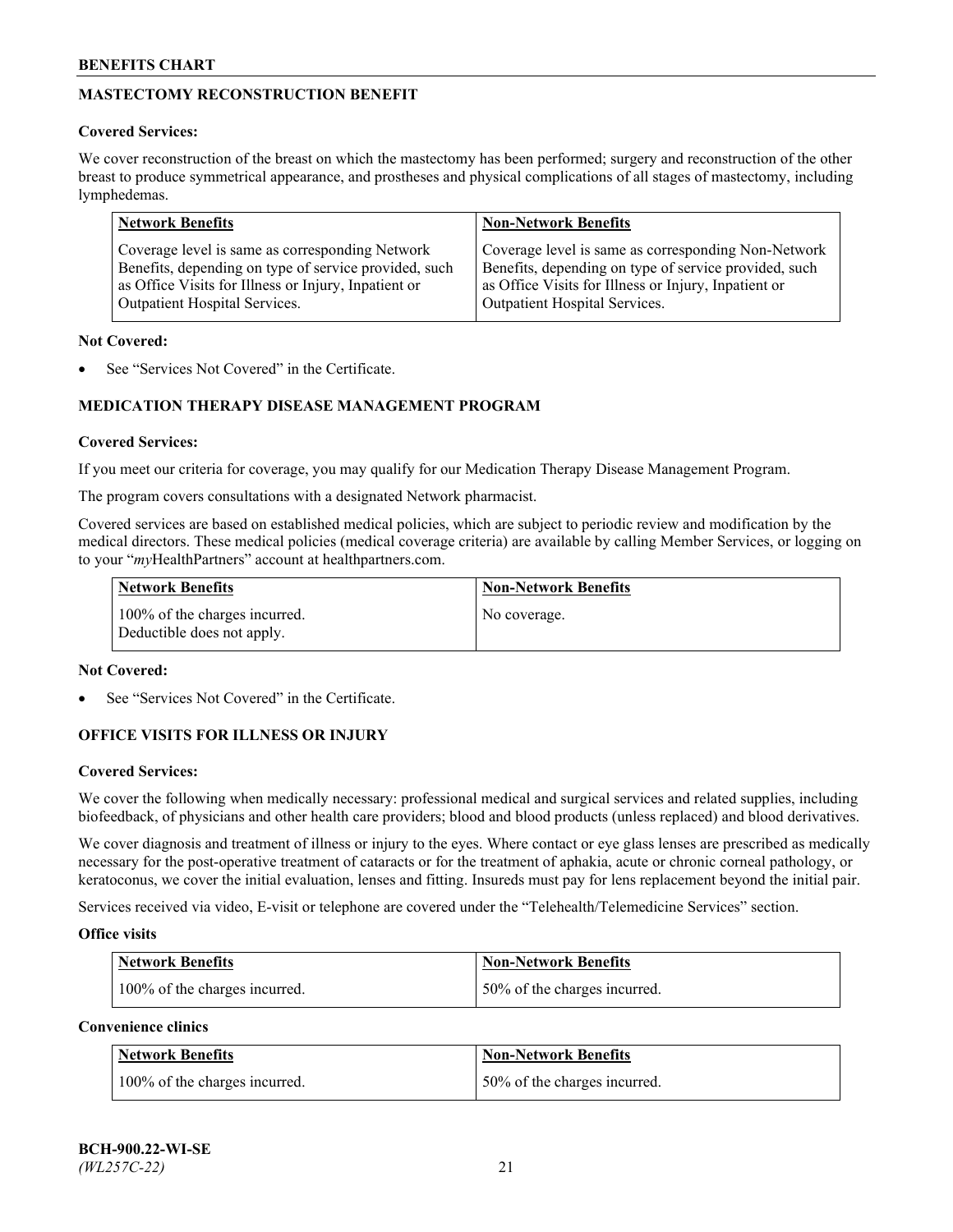## MASTECTOMY RECONSTRUCTION BENEFIT

**Covered Services:**

We cover reconstruction of the breast on which the mastectomy has been performed; surgery and reconstruction of the other breast to produce symmetrical appearance, and prostheses and physical complications of all stages of mastectomy, including lymphedemas.

| Network Benefits | Non-Network Benefits |
|---|---|
| Coverage level is same as corresponding Network Benefits, depending on type of service provided, such as Office Visits for Illness or Injury, Inpatient or Outpatient Hospital Services. | Coverage level is same as corresponding Non-Network Benefits, depending on type of service provided, such as Office Visits for Illness or Injury, Inpatient or Outpatient Hospital Services. |

**Not Covered:**

- See "Services Not Covered" in the Certificate.

## MEDICATION THERAPY DISEASE MANAGEMENT PROGRAM

**Covered Services:**

If you meet our criteria for coverage, you may qualify for our Medication Therapy Disease Management Program.

The program covers consultations with a designated Network pharmacist.

Covered services are based on established medical policies, which are subject to periodic review and modification by the medical directors. These medical policies (medical coverage criteria) are available by calling Member Services, or logging on to your "*my*HealthPartners" account at healthpartners.com.

| Network Benefits | Non-Network Benefits |
|---|---|
| 100% of the charges incurred. Deductible does not apply. | No coverage. |

**Not Covered:**

- See "Services Not Covered" in the Certificate.

## OFFICE VISITS FOR ILLNESS OR INJURY

**Covered Services:**

We cover the following when medically necessary: professional medical and surgical services and related supplies, including biofeedback, of physicians and other health care providers; blood and blood products (unless replaced) and blood derivatives.

We cover diagnosis and treatment of illness or injury to the eyes. Where contact or eye glass lenses are prescribed as medically necessary for the post-operative treatment of cataracts or for the treatment of aphakia, acute or chronic corneal pathology, or keratoconus, we cover the initial evaluation, lenses and fitting. Insureds must pay for lens replacement beyond the initial pair.

Services received via video, E-visit or telephone are covered under the "Telehealth/Telemedicine Services" section.

**Office visits**

| Network Benefits | Non-Network Benefits |
|---|---|
| 100% of the charges incurred. | 50% of the charges incurred. |

**Convenience clinics**

| Network Benefits | Non-Network Benefits |
|---|---|
| 100% of the charges incurred. | 50% of the charges incurred. |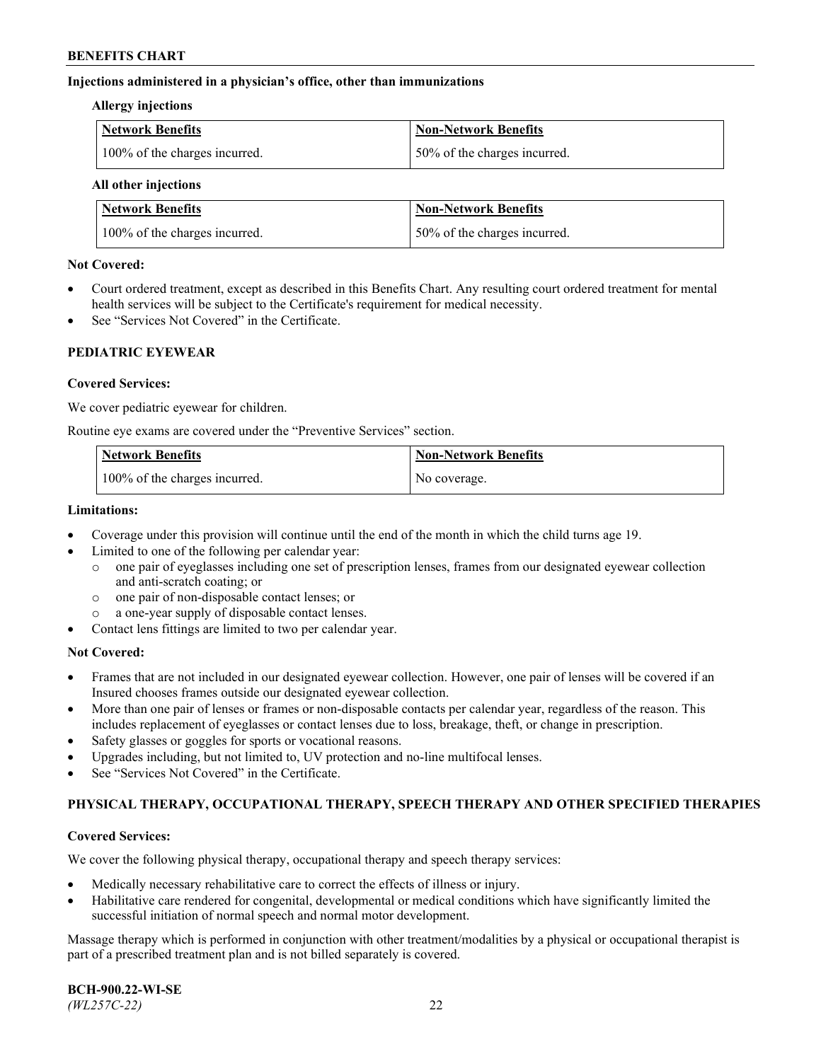**Injections administered in a physician's office, other than immunizations**

**Allergy injections**

| Network Benefits | Non-Network Benefits |
|---|---|
| 100% of the charges incurred. | 50% of the charges incurred. |

**All other injections**

| Network Benefits | Non-Network Benefits |
|---|---|
| 100% of the charges incurred. | 50% of the charges incurred. |

**Not Covered:**

- Court ordered treatment, except as described in this Benefits Chart. Any resulting court ordered treatment for mental health services will be subject to the Certificate's requirement for medical necessity.
- See "Services Not Covered" in the Certificate.

## PEDIATRIC EYEWEAR

**Covered Services:**

We cover pediatric eyewear for children.

Routine eye exams are covered under the "Preventive Services" section.

| Network Benefits | Non-Network Benefits |
|---|---|
| 100% of the charges incurred. | No coverage. |

**Limitations:**

- Coverage under this provision will continue until the end of the month in which the child turns age 19.
- Limited to one of the following per calendar year:
  - one pair of eyeglasses including one set of prescription lenses, frames from our designated eyewear collection and anti-scratch coating; or
  - one pair of non-disposable contact lenses; or
  - a one-year supply of disposable contact lenses.
- Contact lens fittings are limited to two per calendar year.

**Not Covered:**

- Frames that are not included in our designated eyewear collection. However, one pair of lenses will be covered if an Insured chooses frames outside our designated eyewear collection.
- More than one pair of lenses or frames or non-disposable contacts per calendar year, regardless of the reason. This includes replacement of eyeglasses or contact lenses due to loss, breakage, theft, or change in prescription.
- Safety glasses or goggles for sports or vocational reasons.
- Upgrades including, but not limited to, UV protection and no-line multifocal lenses.
- See "Services Not Covered" in the Certificate.

## PHYSICAL THERAPY, OCCUPATIONAL THERAPY, SPEECH THERAPY AND OTHER SPECIFIED THERAPIES

**Covered Services:**

We cover the following physical therapy, occupational therapy and speech therapy services:

- Medically necessary rehabilitative care to correct the effects of illness or injury.
- Habilitative care rendered for congenital, developmental or medical conditions which have significantly limited the successful initiation of normal speech and normal motor development.

Massage therapy which is performed in conjunction with other treatment/modalities by a physical or occupational therapist is part of a prescribed treatment plan and is not billed separately is covered.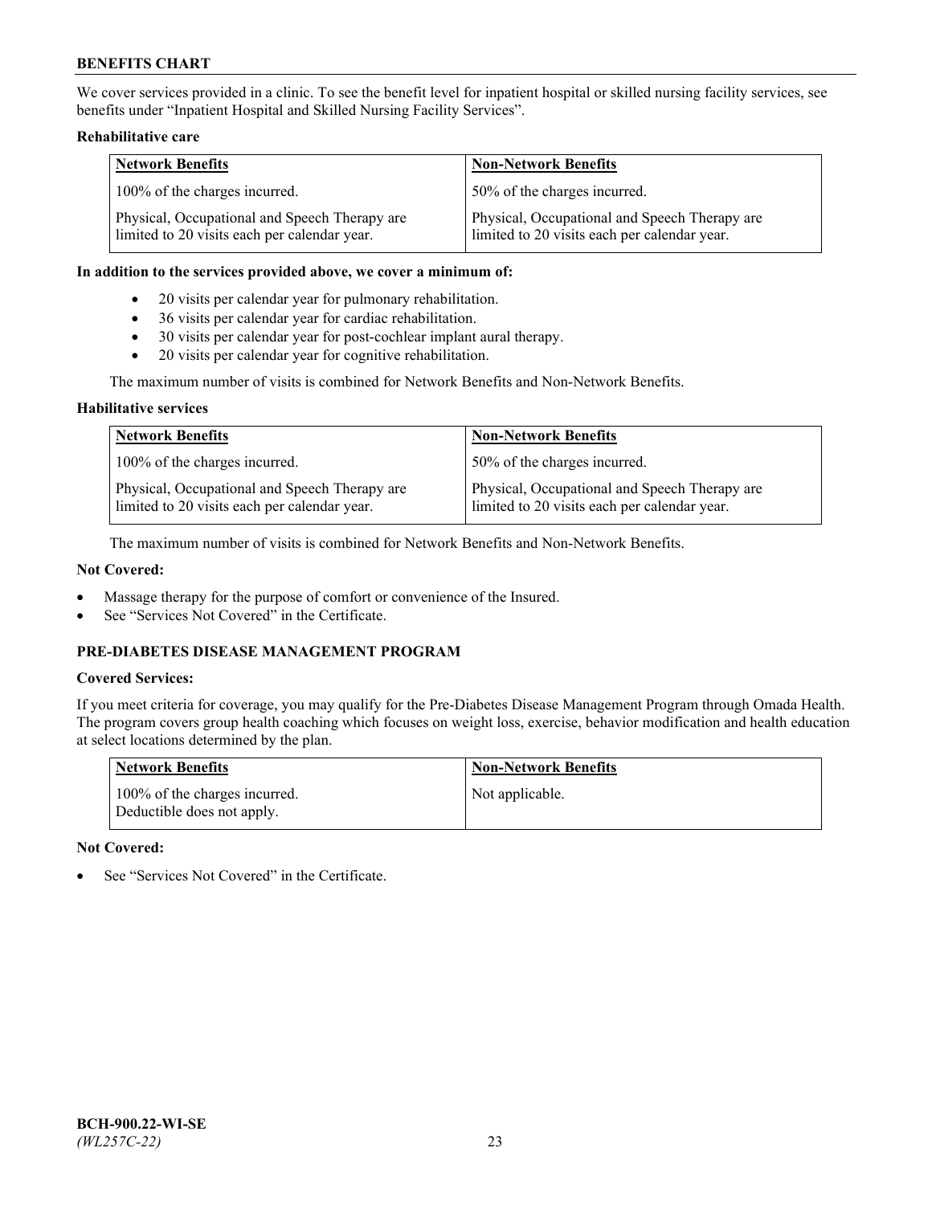We cover services provided in a clinic. To see the benefit level for inpatient hospital or skilled nursing facility services, see benefits under "Inpatient Hospital and Skilled Nursing Facility Services".

**Rehabilitative care**

| Network Benefits | Non-Network Benefits |
|---|---|
| 100% of the charges incurred. | 50% of the charges incurred. |
| Physical, Occupational and Speech Therapy are limited to 20 visits each per calendar year. | Physical, Occupational and Speech Therapy are limited to 20 visits each per calendar year. |

**In addition to the services provided above, we cover a minimum of:**

- 20 visits per calendar year for pulmonary rehabilitation.
- 36 visits per calendar year for cardiac rehabilitation.
- 30 visits per calendar year for post-cochlear implant aural therapy.
- 20 visits per calendar year for cognitive rehabilitation.

The maximum number of visits is combined for Network Benefits and Non-Network Benefits.

**Habilitative services**

| Network Benefits | Non-Network Benefits |
|---|---|
| 100% of the charges incurred. | 50% of the charges incurred. |
| Physical, Occupational and Speech Therapy are limited to 20 visits each per calendar year. | Physical, Occupational and Speech Therapy are limited to 20 visits each per calendar year. |

The maximum number of visits is combined for Network Benefits and Non-Network Benefits.

**Not Covered:**

- Massage therapy for the purpose of comfort or convenience of the Insured.
- See "Services Not Covered" in the Certificate.

### PRE-DIABETES DISEASE MANAGEMENT PROGRAM

**Covered Services:**

If you meet criteria for coverage, you may qualify for the Pre-Diabetes Disease Management Program through Omada Health. The program covers group health coaching which focuses on weight loss, exercise, behavior modification and health education at select locations determined by the plan.

| Network Benefits | Non-Network Benefits |
|---|---|
| 100% of the charges incurred. Deductible does not apply. | Not applicable. |

**Not Covered:**

- See "Services Not Covered" in the Certificate.

BCH-900.22-WI-SE
*(WL257C-22)*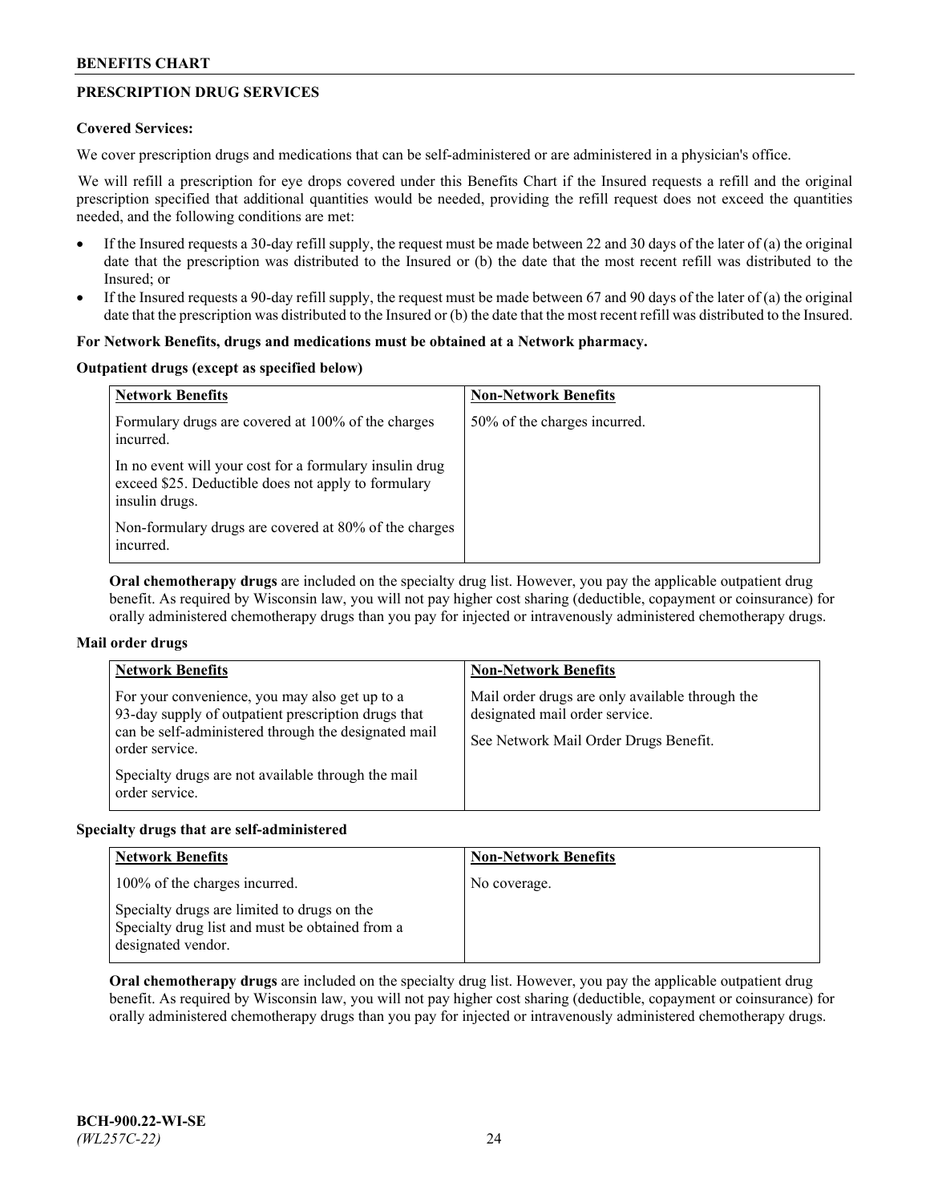## PRESCRIPTION DRUG SERVICES

**Covered Services:**

We cover prescription drugs and medications that can be self-administered or are administered in a physician's office.

We will refill a prescription for eye drops covered under this Benefits Chart if the Insured requests a refill and the original prescription specified that additional quantities would be needed, providing the refill request does not exceed the quantities needed, and the following conditions are met:

- If the Insured requests a 30-day refill supply, the request must be made between 22 and 30 days of the later of (a) the original date that the prescription was distributed to the Insured or (b) the date that the most recent refill was distributed to the Insured; or
- If the Insured requests a 90-day refill supply, the request must be made between 67 and 90 days of the later of (a) the original date that the prescription was distributed to the Insured or (b) the date that the most recent refill was distributed to the Insured.

**For Network Benefits, drugs and medications must be obtained at a Network pharmacy.**

**Outpatient drugs (except as specified below)**

| Network Benefits | Non-Network Benefits |
|---|---|
| Formulary drugs are covered at 100% of the charges incurred.<br><br>In no event will your cost for a formulary insulin drug exceed $25. Deductible does not apply to formulary insulin drugs.<br><br>Non-formulary drugs are covered at 80% of the charges incurred. | 50% of the charges incurred. |

**Oral chemotherapy drugs** are included on the specialty drug list. However, you pay the applicable outpatient drug benefit. As required by Wisconsin law, you will not pay higher cost sharing (deductible, copayment or coinsurance) for orally administered chemotherapy drugs than you pay for injected or intravenously administered chemotherapy drugs.

**Mail order drugs**

| Network Benefits | Non-Network Benefits |
|---|---|
| For your convenience, you may also get up to a 93-day supply of outpatient prescription drugs that can be self-administered through the designated mail order service.<br><br>Specialty drugs are not available through the mail order service. | Mail order drugs are only available through the designated mail order service.<br><br>See Network Mail Order Drugs Benefit. |

**Specialty drugs that are self-administered**

| Network Benefits | Non-Network Benefits |
|---|---|
| 100% of the charges incurred.<br><br>Specialty drugs are limited to drugs on the Specialty drug list and must be obtained from a designated vendor. | No coverage. |

**Oral chemotherapy drugs** are included on the specialty drug list. However, you pay the applicable outpatient drug benefit. As required by Wisconsin law, you will not pay higher cost sharing (deductible, copayment or coinsurance) for orally administered chemotherapy drugs than you pay for injected or intravenously administered chemotherapy drugs.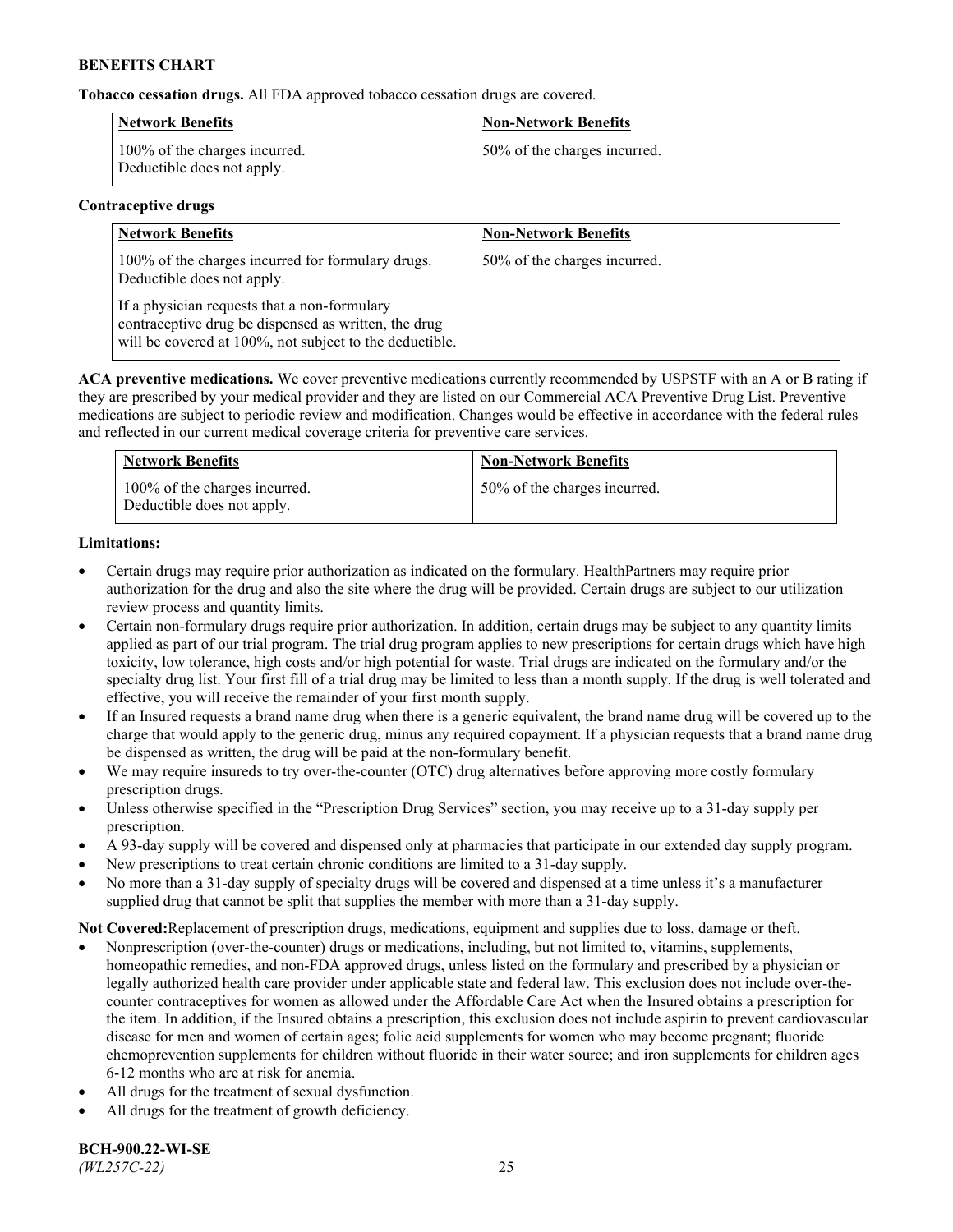**Tobacco cessation drugs.** All FDA approved tobacco cessation drugs are covered.

| Network Benefits | Non-Network Benefits |
|---|---|
| 100% of the charges incurred. Deductible does not apply. | 50% of the charges incurred. |

**Contraceptive drugs**

| Network Benefits | Non-Network Benefits |
|---|---|
| 100% of the charges incurred for formulary drugs. Deductible does not apply. If a physician requests that a non-formulary contraceptive drug be dispensed as written, the drug will be covered at 100%, not subject to the deductible. | 50% of the charges incurred. |

**ACA preventive medications.** We cover preventive medications currently recommended by USPSTF with an A or B rating if they are prescribed by your medical provider and they are listed on our Commercial ACA Preventive Drug List. Preventive medications are subject to periodic review and modification. Changes would be effective in accordance with the federal rules and reflected in our current medical coverage criteria for preventive care services.

| Network Benefits | Non-Network Benefits |
|---|---|
| 100% of the charges incurred. Deductible does not apply. | 50% of the charges incurred. |

**Limitations:**

- Certain drugs may require prior authorization as indicated on the formulary. HealthPartners may require prior authorization for the drug and also the site where the drug will be provided. Certain drugs are subject to our utilization review process and quantity limits.
- Certain non-formulary drugs require prior authorization. In addition, certain drugs may be subject to any quantity limits applied as part of our trial program. The trial drug program applies to new prescriptions for certain drugs which have high toxicity, low tolerance, high costs and/or high potential for waste. Trial drugs are indicated on the formulary and/or the specialty drug list. Your first fill of a trial drug may be limited to less than a month supply. If the drug is well tolerated and effective, you will receive the remainder of your first month supply.
- If an Insured requests a brand name drug when there is a generic equivalent, the brand name drug will be covered up to the charge that would apply to the generic drug, minus any required copayment. If a physician requests that a brand name drug be dispensed as written, the drug will be paid at the non-formulary benefit.
- We may require insureds to try over-the-counter (OTC) drug alternatives before approving more costly formulary prescription drugs.
- Unless otherwise specified in the "Prescription Drug Services" section, you may receive up to a 31-day supply per prescription.
- A 93-day supply will be covered and dispensed only at pharmacies that participate in our extended day supply program.
- New prescriptions to treat certain chronic conditions are limited to a 31-day supply.
- No more than a 31-day supply of specialty drugs will be covered and dispensed at a time unless it's a manufacturer supplied drug that cannot be split that supplies the member with more than a 31-day supply.

**Not Covered:**Replacement of prescription drugs, medications, equipment and supplies due to loss, damage or theft.

- Nonprescription (over-the-counter) drugs or medications, including, but not limited to, vitamins, supplements, homeopathic remedies, and non-FDA approved drugs, unless listed on the formulary and prescribed by a physician or legally authorized health care provider under applicable state and federal law. This exclusion does not include over-the-counter contraceptives for women as allowed under the Affordable Care Act when the Insured obtains a prescription for the item. In addition, if the Insured obtains a prescription, this exclusion does not include aspirin to prevent cardiovascular disease for men and women of certain ages; folic acid supplements for women who may become pregnant; fluoride chemoprevention supplements for children without fluoride in their water source; and iron supplements for children ages 6-12 months who are at risk for anemia.
- All drugs for the treatment of sexual dysfunction.
- All drugs for the treatment of growth deficiency.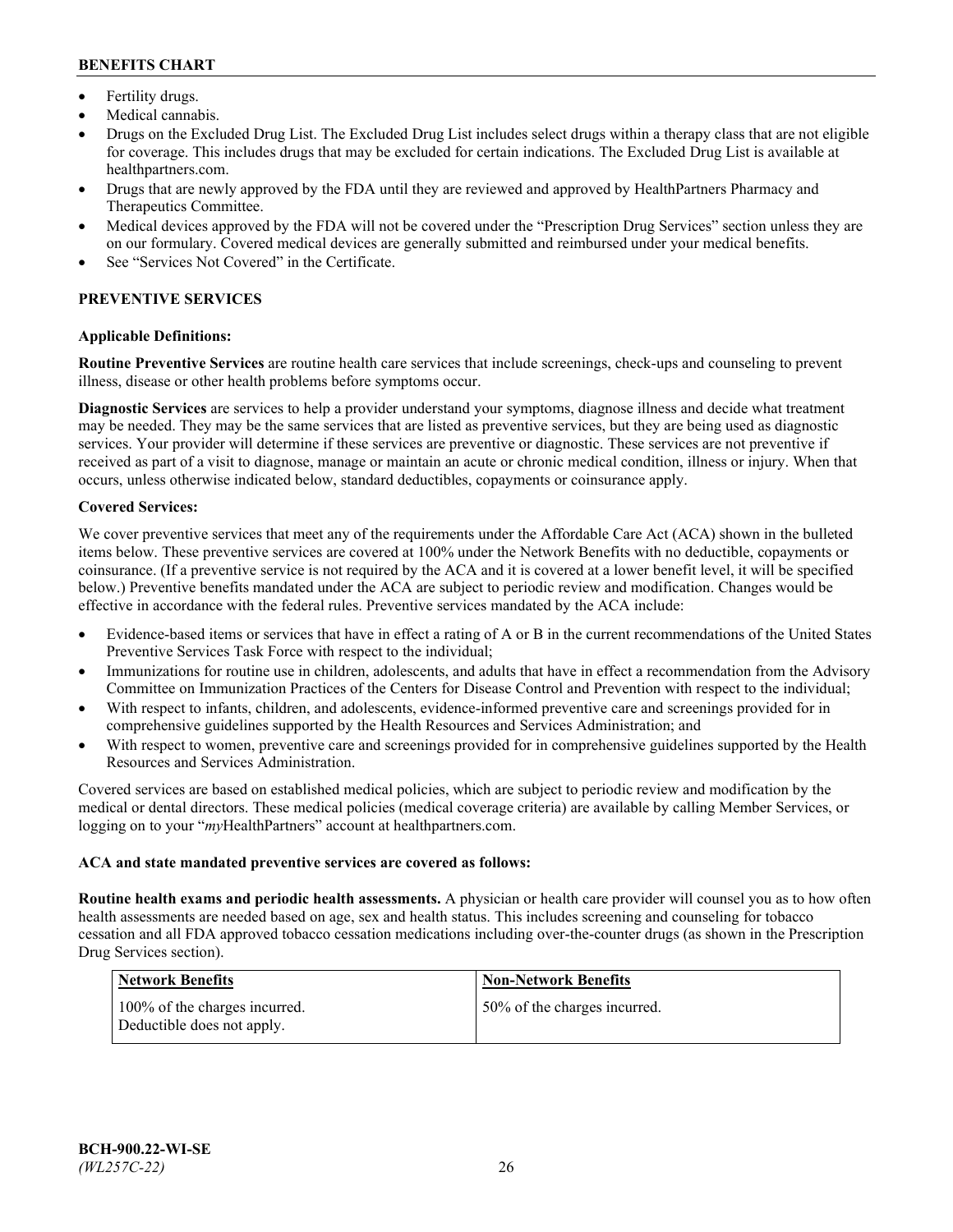- Fertility drugs.
- Medical cannabis.
- Drugs on the Excluded Drug List. The Excluded Drug List includes select drugs within a therapy class that are not eligible for coverage. This includes drugs that may be excluded for certain indications. The Excluded Drug List is available at healthpartners.com.
- Drugs that are newly approved by the FDA until they are reviewed and approved by HealthPartners Pharmacy and Therapeutics Committee.
- Medical devices approved by the FDA will not be covered under the "Prescription Drug Services" section unless they are on our formulary. Covered medical devices are generally submitted and reimbursed under your medical benefits.
- See "Services Not Covered" in the Certificate.

## PREVENTIVE SERVICES

### Applicable Definitions:

**Routine Preventive Services** are routine health care services that include screenings, check-ups and counseling to prevent illness, disease or other health problems before symptoms occur.

**Diagnostic Services** are services to help a provider understand your symptoms, diagnose illness and decide what treatment may be needed. They may be the same services that are listed as preventive services, but they are being used as diagnostic services. Your provider will determine if these services are preventive or diagnostic. These services are not preventive if received as part of a visit to diagnose, manage or maintain an acute or chronic medical condition, illness or injury. When that occurs, unless otherwise indicated below, standard deductibles, copayments or coinsurance apply.

### Covered Services:

We cover preventive services that meet any of the requirements under the Affordable Care Act (ACA) shown in the bulleted items below. These preventive services are covered at 100% under the Network Benefits with no deductible, copayments or coinsurance. (If a preventive service is not required by the ACA and it is covered at a lower benefit level, it will be specified below.) Preventive benefits mandated under the ACA are subject to periodic review and modification. Changes would be effective in accordance with the federal rules. Preventive services mandated by the ACA include:

- Evidence-based items or services that have in effect a rating of A or B in the current recommendations of the United States Preventive Services Task Force with respect to the individual;
- Immunizations for routine use in children, adolescents, and adults that have in effect a recommendation from the Advisory Committee on Immunization Practices of the Centers for Disease Control and Prevention with respect to the individual;
- With respect to infants, children, and adolescents, evidence-informed preventive care and screenings provided for in comprehensive guidelines supported by the Health Resources and Services Administration; and
- With respect to women, preventive care and screenings provided for in comprehensive guidelines supported by the Health Resources and Services Administration.

Covered services are based on established medical policies, which are subject to periodic review and modification by the medical or dental directors. These medical policies (medical coverage criteria) are available by calling Member Services, or logging on to your "*my*HealthPartners" account at healthpartners.com.

### ACA and state mandated preventive services are covered as follows:

**Routine health exams and periodic health assessments.** A physician or health care provider will counsel you as to how often health assessments are needed based on age, sex and health status. This includes screening and counseling for tobacco cessation and all FDA approved tobacco cessation medications including over-the-counter drugs (as shown in the Prescription Drug Services section).

| Network Benefits | Non-Network Benefits |
|---|---|
| 100% of the charges incurred. Deductible does not apply. | 50% of the charges incurred. |

BCH-900.22-WI-SE
*(WL257C-22)*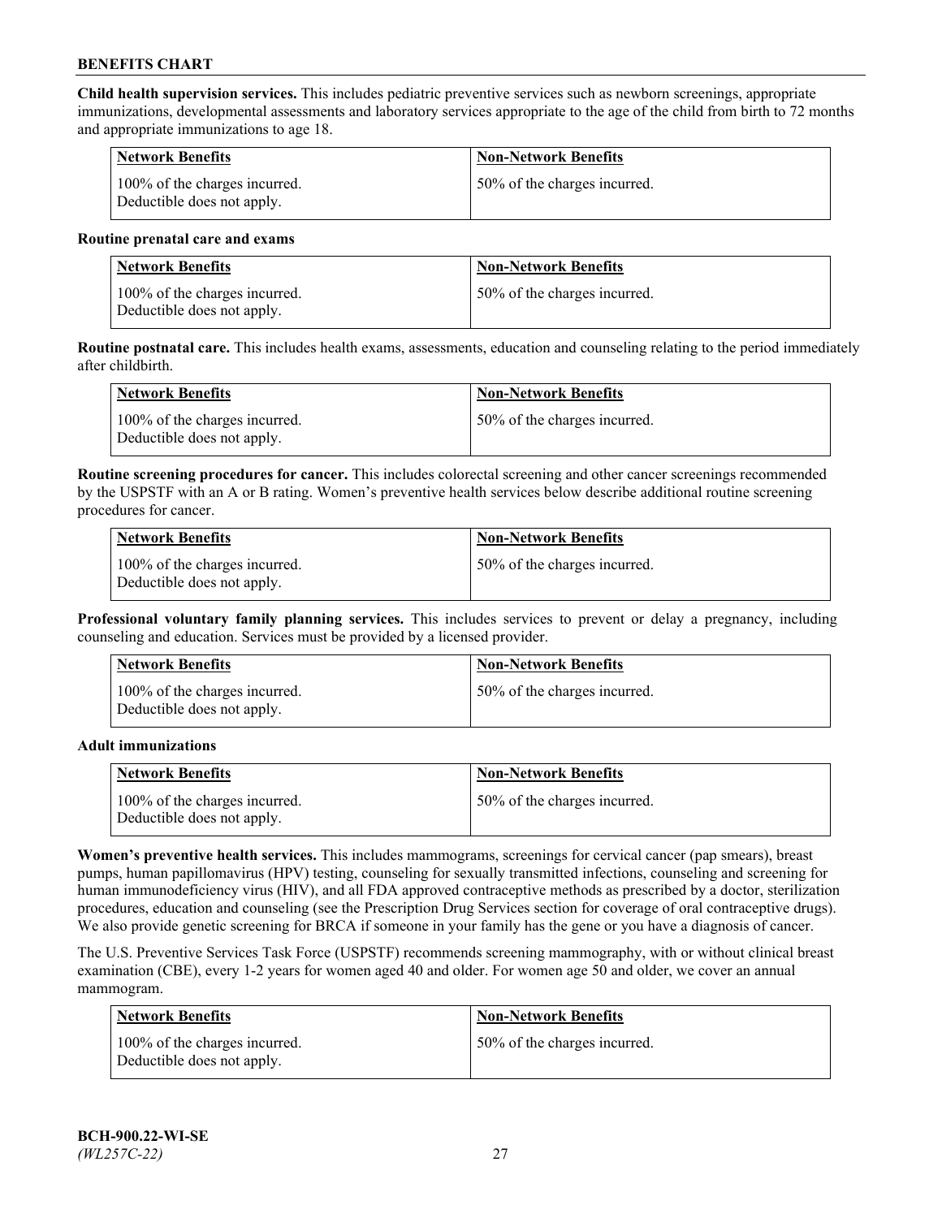**Child health supervision services.** This includes pediatric preventive services such as newborn screenings, appropriate immunizations, developmental assessments and laboratory services appropriate to the age of the child from birth to 72 months and appropriate immunizations to age 18.

| Network Benefits | Non-Network Benefits |
|---|---|
| 100% of the charges incurred. Deductible does not apply. | 50% of the charges incurred. |

**Routine prenatal care and exams**

| Network Benefits | Non-Network Benefits |
|---|---|
| 100% of the charges incurred. Deductible does not apply. | 50% of the charges incurred. |

**Routine postnatal care.** This includes health exams, assessments, education and counseling relating to the period immediately after childbirth.

| Network Benefits | Non-Network Benefits |
|---|---|
| 100% of the charges incurred. Deductible does not apply. | 50% of the charges incurred. |

**Routine screening procedures for cancer.** This includes colorectal screening and other cancer screenings recommended by the USPSTF with an A or B rating. Women's preventive health services below describe additional routine screening procedures for cancer.

| Network Benefits | Non-Network Benefits |
|---|---|
| 100% of the charges incurred. Deductible does not apply. | 50% of the charges incurred. |

**Professional voluntary family planning services.** This includes services to prevent or delay a pregnancy, including counseling and education. Services must be provided by a licensed provider.

| Network Benefits | Non-Network Benefits |
|---|---|
| 100% of the charges incurred. Deductible does not apply. | 50% of the charges incurred. |

**Adult immunizations**

| Network Benefits | Non-Network Benefits |
|---|---|
| 100% of the charges incurred. Deductible does not apply. | 50% of the charges incurred. |

**Women's preventive health services.** This includes mammograms, screenings for cervical cancer (pap smears), breast pumps, human papillomavirus (HPV) testing, counseling for sexually transmitted infections, counseling and screening for human immunodeficiency virus (HIV), and all FDA approved contraceptive methods as prescribed by a doctor, sterilization procedures, education and counseling (see the Prescription Drug Services section for coverage of oral contraceptive drugs). We also provide genetic screening for BRCA if someone in your family has the gene or you have a diagnosis of cancer.

The U.S. Preventive Services Task Force (USPSTF) recommends screening mammography, with or without clinical breast examination (CBE), every 1-2 years for women aged 40 and older. For women age 50 and older, we cover an annual mammogram.

| Network Benefits | Non-Network Benefits |
|---|---|
| 100% of the charges incurred. Deductible does not apply. | 50% of the charges incurred. |

BCH-900.22-WI-SE
*(WL257C-22)*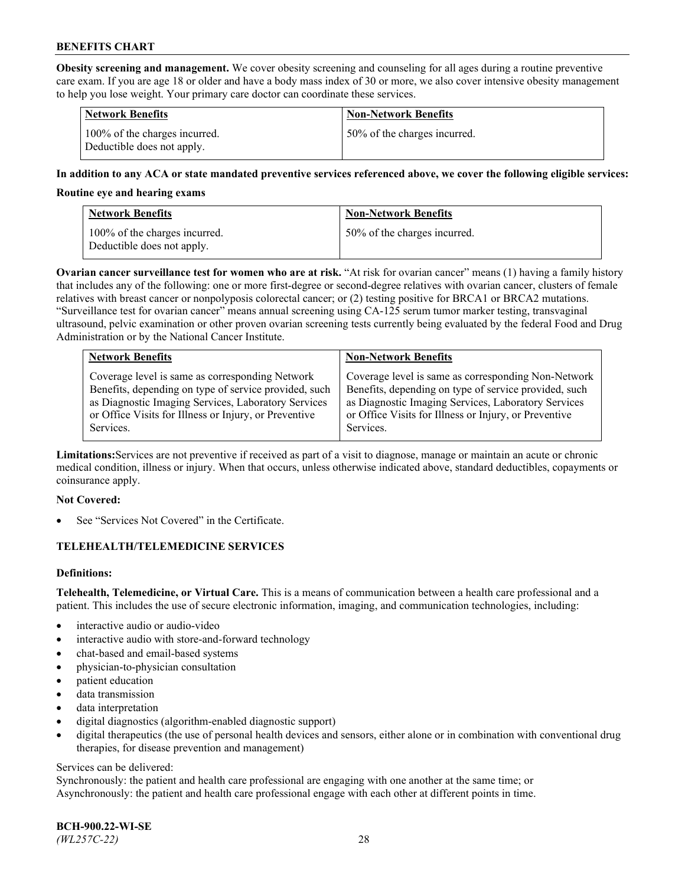**Obesity screening and management.** We cover obesity screening and counseling for all ages during a routine preventive care exam. If you are age 18 or older and have a body mass index of 30 or more, we also cover intensive obesity management to help you lose weight. Your primary care doctor can coordinate these services.

| Network Benefits | Non-Network Benefits |
|---|---|
| 100% of the charges incurred. Deductible does not apply. | 50% of the charges incurred. |

**In addition to any ACA or state mandated preventive services referenced above, we cover the following eligible services:**

**Routine eye and hearing exams**

| Network Benefits | Non-Network Benefits |
|---|---|
| 100% of the charges incurred. Deductible does not apply. | 50% of the charges incurred. |

**Ovarian cancer surveillance test for women who are at risk.** "At risk for ovarian cancer" means (1) having a family history that includes any of the following: one or more first-degree or second-degree relatives with ovarian cancer, clusters of female relatives with breast cancer or nonpolyposis colorectal cancer; or (2) testing positive for BRCA1 or BRCA2 mutations. "Surveillance test for ovarian cancer" means annual screening using CA-125 serum tumor marker testing, transvaginal ultrasound, pelvic examination or other proven ovarian screening tests currently being evaluated by the federal Food and Drug Administration or by the National Cancer Institute.

| Network Benefits | Non-Network Benefits |
|---|---|
| Coverage level is same as corresponding Network Benefits, depending on type of service provided, such as Diagnostic Imaging Services, Laboratory Services or Office Visits for Illness or Injury, or Preventive Services. | Coverage level is same as corresponding Non-Network Benefits, depending on type of service provided, such as Diagnostic Imaging Services, Laboratory Services or Office Visits for Illness or Injury, or Preventive Services. |

**Limitations:** Services are not preventive if received as part of a visit to diagnose, manage or maintain an acute or chronic medical condition, illness or injury. When that occurs, unless otherwise indicated above, standard deductibles, copayments or coinsurance apply.

**Not Covered:**

- See "Services Not Covered" in the Certificate.

## TELEHEALTH/TELEMEDICINE SERVICES

**Definitions:**

**Telehealth, Telemedicine, or Virtual Care.** This is a means of communication between a health care professional and a patient. This includes the use of secure electronic information, imaging, and communication technologies, including:

- interactive audio or audio-video
- interactive audio with store-and-forward technology
- chat-based and email-based systems
- physician-to-physician consultation
- patient education
- data transmission
- data interpretation
- digital diagnostics (algorithm-enabled diagnostic support)
- digital therapeutics (the use of personal health devices and sensors, either alone or in combination with conventional drug therapies, for disease prevention and management)

Services can be delivered:
Synchronously: the patient and health care professional are engaging with one another at the same time; or
Asynchronously: the patient and health care professional engage with each other at different points in time.

**BCH-900.22-WI-SE**
*(WL257C-22)*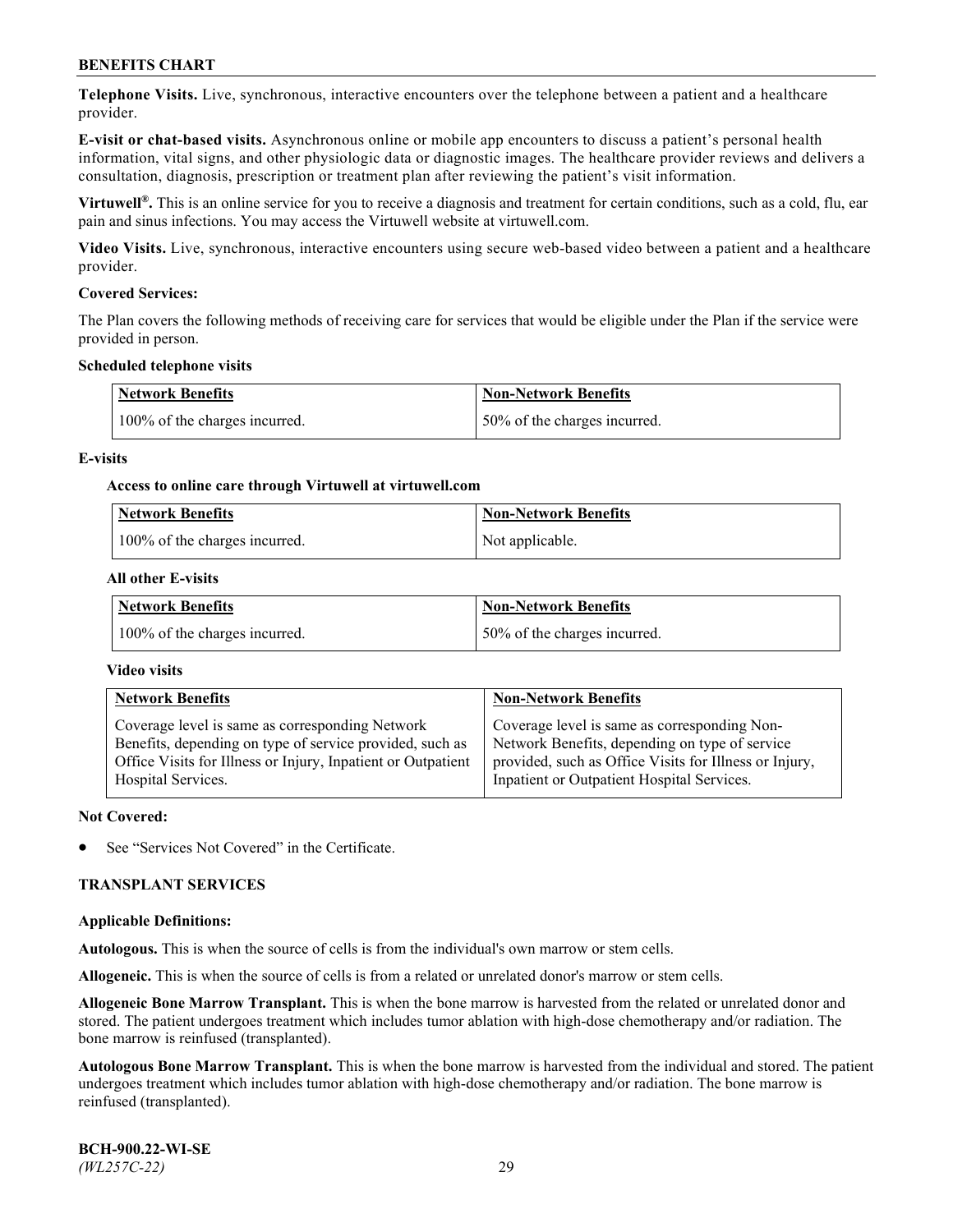**Telephone Visits.** Live, synchronous, interactive encounters over the telephone between a patient and a healthcare provider.

**E-visit or chat-based visits.** Asynchronous online or mobile app encounters to discuss a patient's personal health information, vital signs, and other physiologic data or diagnostic images. The healthcare provider reviews and delivers a consultation, diagnosis, prescription or treatment plan after reviewing the patient's visit information.

**Virtuwell®.** This is an online service for you to receive a diagnosis and treatment for certain conditions, such as a cold, flu, ear pain and sinus infections. You may access the Virtuwell website at virtuwell.com.

**Video Visits.** Live, synchronous, interactive encounters using secure web-based video between a patient and a healthcare provider.

**Covered Services:**

The Plan covers the following methods of receiving care for services that would be eligible under the Plan if the service were provided in person.

**Scheduled telephone visits**

| Network Benefits | Non-Network Benefits |
|---|---|
| 100% of the charges incurred. | 50% of the charges incurred. |

**E-visits**

**Access to online care through Virtuwell at virtuwell.com**

| Network Benefits | Non-Network Benefits |
|---|---|
| 100% of the charges incurred. | Not applicable. |

**All other E-visits**

| Network Benefits | Non-Network Benefits |
|---|---|
| 100% of the charges incurred. | 50% of the charges incurred. |

**Video visits**

| Network Benefits | Non-Network Benefits |
|---|---|
| Coverage level is same as corresponding Network Benefits, depending on type of service provided, such as Office Visits for Illness or Injury, Inpatient or Outpatient Hospital Services. | Coverage level is same as corresponding Non-Network Benefits, depending on type of service provided, such as Office Visits for Illness or Injury, Inpatient or Outpatient Hospital Services. |

**Not Covered:**

- See "Services Not Covered" in the Certificate.

**TRANSPLANT SERVICES**

**Applicable Definitions:**

**Autologous.** This is when the source of cells is from the individual's own marrow or stem cells.

**Allogeneic.** This is when the source of cells is from a related or unrelated donor's marrow or stem cells.

**Allogeneic Bone Marrow Transplant.** This is when the bone marrow is harvested from the related or unrelated donor and stored. The patient undergoes treatment which includes tumor ablation with high-dose chemotherapy and/or radiation. The bone marrow is reinfused (transplanted).

**Autologous Bone Marrow Transplant.** This is when the bone marrow is harvested from the individual and stored. The patient undergoes treatment which includes tumor ablation with high-dose chemotherapy and/or radiation. The bone marrow is reinfused (transplanted).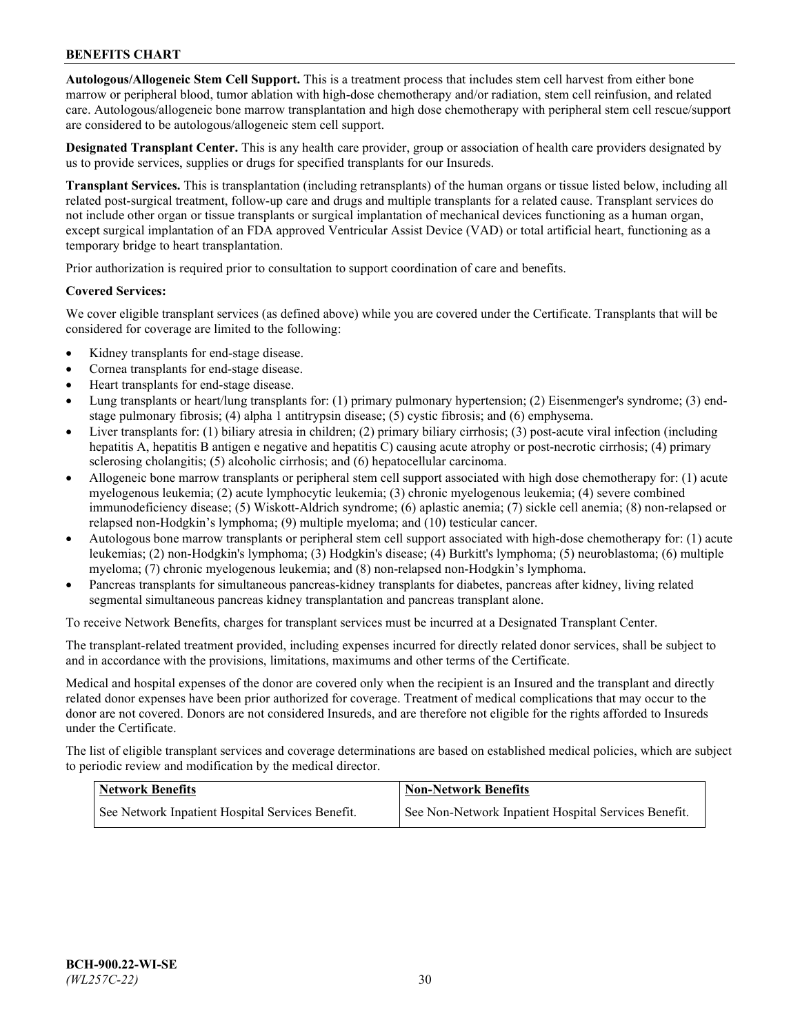**Autologous/Allogeneic Stem Cell Support.** This is a treatment process that includes stem cell harvest from either bone marrow or peripheral blood, tumor ablation with high-dose chemotherapy and/or radiation, stem cell reinfusion, and related care. Autologous/allogeneic bone marrow transplantation and high dose chemotherapy with peripheral stem cell rescue/support are considered to be autologous/allogeneic stem cell support.

**Designated Transplant Center.** This is any health care provider, group or association of health care providers designated by us to provide services, supplies or drugs for specified transplants for our Insureds.

**Transplant Services.** This is transplantation (including retransplants) of the human organs or tissue listed below, including all related post-surgical treatment, follow-up care and drugs and multiple transplants for a related cause. Transplant services do not include other organ or tissue transplants or surgical implantation of mechanical devices functioning as a human organ, except surgical implantation of an FDA approved Ventricular Assist Device (VAD) or total artificial heart, functioning as a temporary bridge to heart transplantation.

Prior authorization is required prior to consultation to support coordination of care and benefits.

**Covered Services:**

We cover eligible transplant services (as defined above) while you are covered under the Certificate. Transplants that will be considered for coverage are limited to the following:

- Kidney transplants for end-stage disease.
- Cornea transplants for end-stage disease.
- Heart transplants for end-stage disease.
- Lung transplants or heart/lung transplants for: (1) primary pulmonary hypertension; (2) Eisenmenger's syndrome; (3) end-stage pulmonary fibrosis; (4) alpha 1 antitrypsin disease; (5) cystic fibrosis; and (6) emphysema.
- Liver transplants for: (1) biliary atresia in children; (2) primary biliary cirrhosis; (3) post-acute viral infection (including hepatitis A, hepatitis B antigen e negative and hepatitis C) causing acute atrophy or post-necrotic cirrhosis; (4) primary sclerosing cholangitis; (5) alcoholic cirrhosis; and (6) hepatocellular carcinoma.
- Allogeneic bone marrow transplants or peripheral stem cell support associated with high dose chemotherapy for: (1) acute myelogenous leukemia; (2) acute lymphocytic leukemia; (3) chronic myelogenous leukemia; (4) severe combined immunodeficiency disease; (5) Wiskott-Aldrich syndrome; (6) aplastic anemia; (7) sickle cell anemia; (8) non-relapsed or relapsed non-Hodgkin's lymphoma; (9) multiple myeloma; and (10) testicular cancer.
- Autologous bone marrow transplants or peripheral stem cell support associated with high-dose chemotherapy for: (1) acute leukemias; (2) non-Hodgkin's lymphoma; (3) Hodgkin's disease; (4) Burkitt's lymphoma; (5) neuroblastoma; (6) multiple myeloma; (7) chronic myelogenous leukemia; and (8) non-relapsed non-Hodgkin's lymphoma.
- Pancreas transplants for simultaneous pancreas-kidney transplants for diabetes, pancreas after kidney, living related segmental simultaneous pancreas kidney transplantation and pancreas transplant alone.

To receive Network Benefits, charges for transplant services must be incurred at a Designated Transplant Center.

The transplant-related treatment provided, including expenses incurred for directly related donor services, shall be subject to and in accordance with the provisions, limitations, maximums and other terms of the Certificate.

Medical and hospital expenses of the donor are covered only when the recipient is an Insured and the transplant and directly related donor expenses have been prior authorized for coverage. Treatment of medical complications that may occur to the donor are not covered. Donors are not considered Insureds, and are therefore not eligible for the rights afforded to Insureds under the Certificate.

The list of eligible transplant services and coverage determinations are based on established medical policies, which are subject to periodic review and modification by the medical director.

| Network Benefits | Non-Network Benefits |
| --- | --- |
| See Network Inpatient Hospital Services Benefit. | See Non-Network Inpatient Hospital Services Benefit. |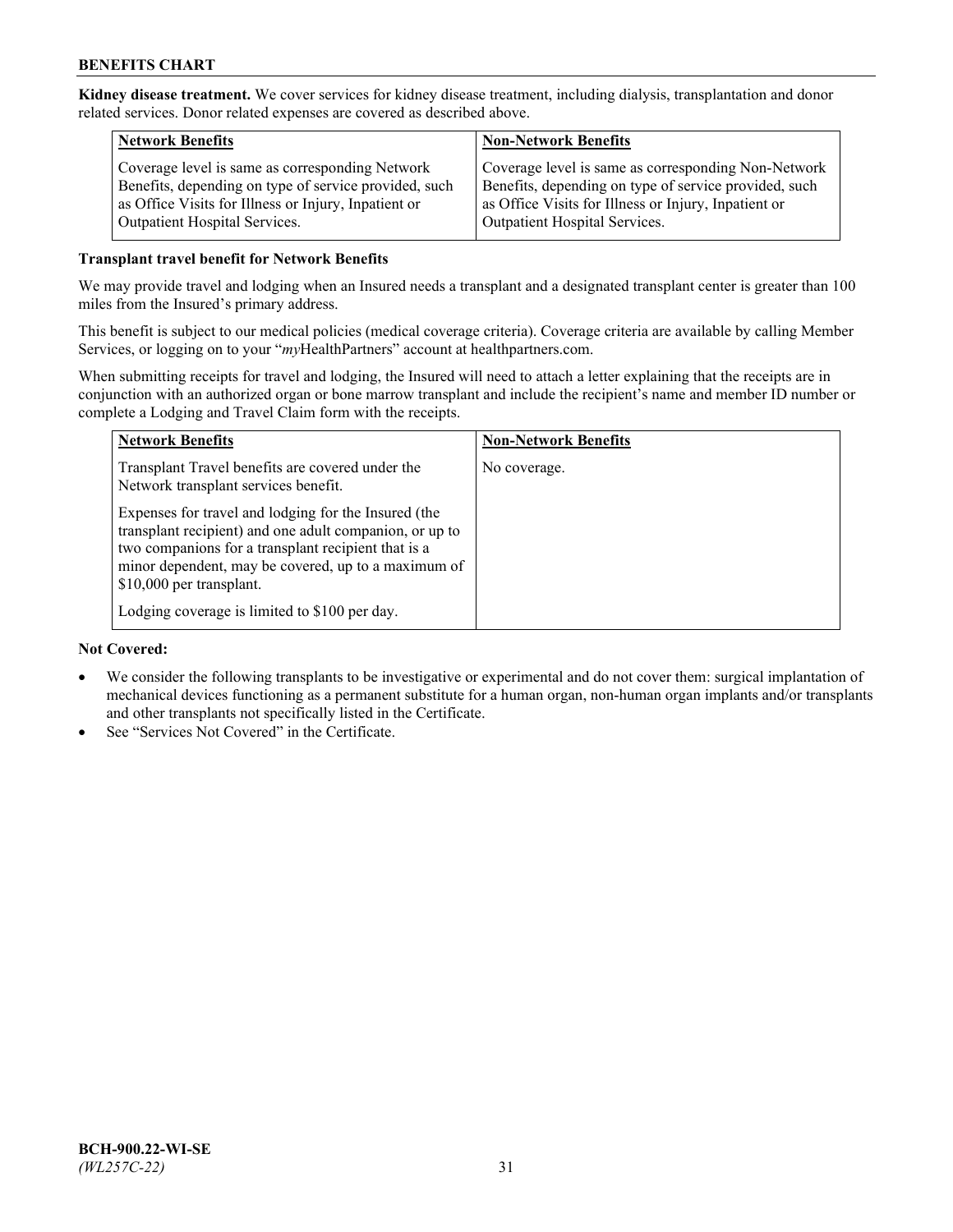**Kidney disease treatment.** We cover services for kidney disease treatment, including dialysis, transplantation and donor related services. Donor related expenses are covered as described above.

| Network Benefits | Non-Network Benefits |
| --- | --- |
| Coverage level is same as corresponding Network Benefits, depending on type of service provided, such as Office Visits for Illness or Injury, Inpatient or Outpatient Hospital Services. | Coverage level is same as corresponding Non-Network Benefits, depending on type of service provided, such as Office Visits for Illness or Injury, Inpatient or Outpatient Hospital Services. |

**Transplant travel benefit for Network Benefits**

We may provide travel and lodging when an Insured needs a transplant and a designated transplant center is greater than 100 miles from the Insured's primary address.

This benefit is subject to our medical policies (medical coverage criteria). Coverage criteria are available by calling Member Services, or logging on to your "*my*HealthPartners" account at healthpartners.com.

When submitting receipts for travel and lodging, the Insured will need to attach a letter explaining that the receipts are in conjunction with an authorized organ or bone marrow transplant and include the recipient's name and member ID number or complete a Lodging and Travel Claim form with the receipts.

| Network Benefits | Non-Network Benefits |
| --- | --- |
| Transplant Travel benefits are covered under the Network transplant services benefit.<br><br>Expenses for travel and lodging for the Insured (the transplant recipient) and one adult companion, or up to two companions for a transplant recipient that is a minor dependent, may be covered, up to a maximum of $10,000 per transplant.<br><br>Lodging coverage is limited to $100 per day. | No coverage. |

**Not Covered:**

- We consider the following transplants to be investigative or experimental and do not cover them: surgical implantation of mechanical devices functioning as a permanent substitute for a human organ, non-human organ implants and/or transplants and other transplants not specifically listed in the Certificate.
- See "Services Not Covered" in the Certificate.

**BCH-900.22-WI-SE**
*(WL257C-22)*